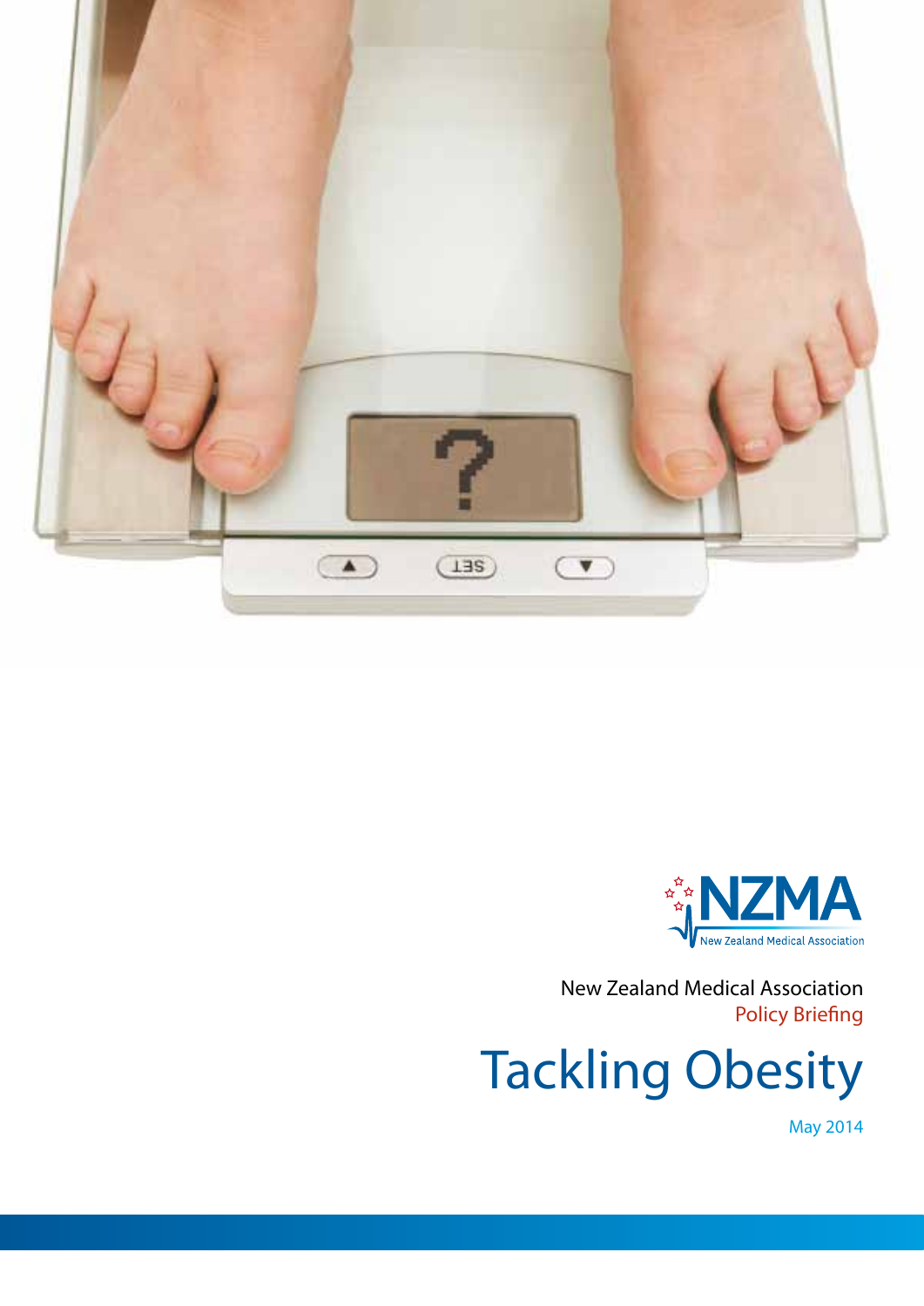NZMA

New Zealand Medical Association

New Zealand Medical Association

Policy Briefing

# Tackling Obesity

May 2014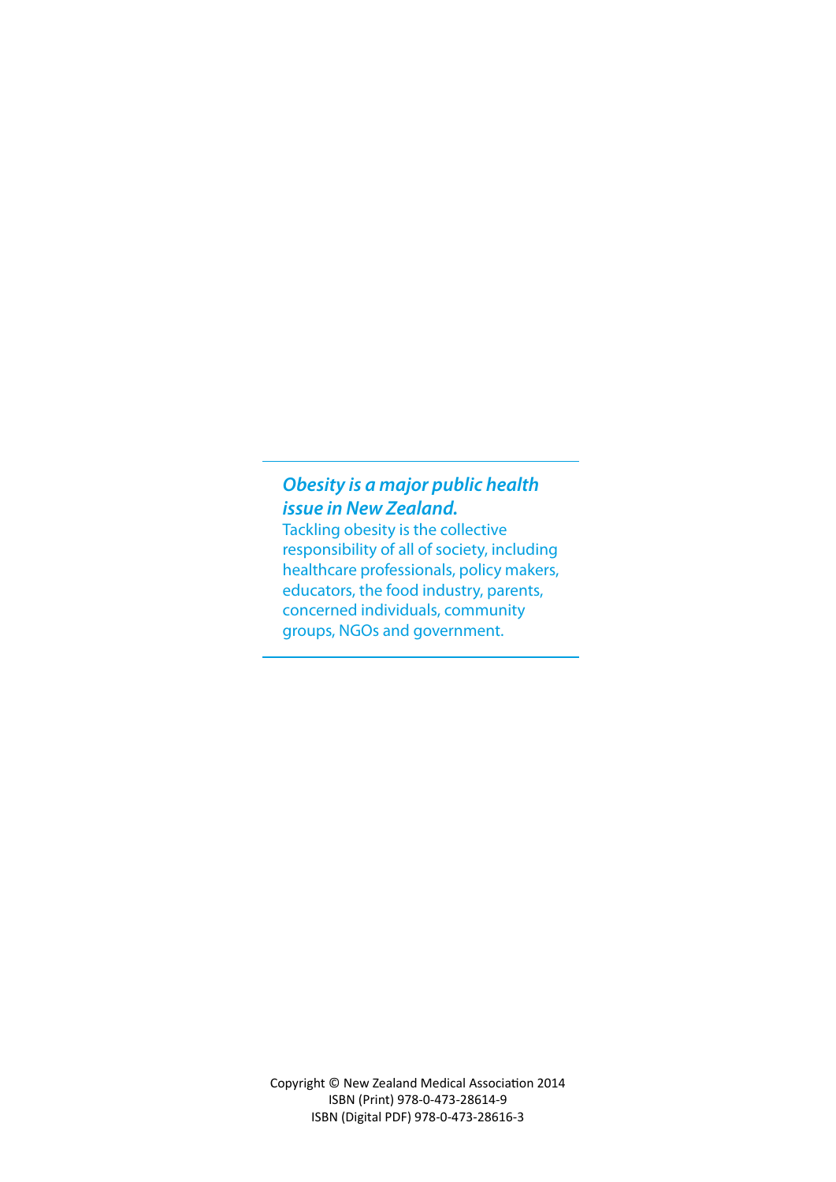***Obesity is a major public health issue in New Zealand.***

Tackling obesity is the collective responsibility of all of society, including healthcare professionals, policy makers, educators, the food industry, parents, concerned individuals, community groups, NGOs and government.

Copyright © New Zealand Medical Association 2014
ISBN (Print) 978-0-473-28614-9
ISBN (Digital PDF) 978-0-473-28616-3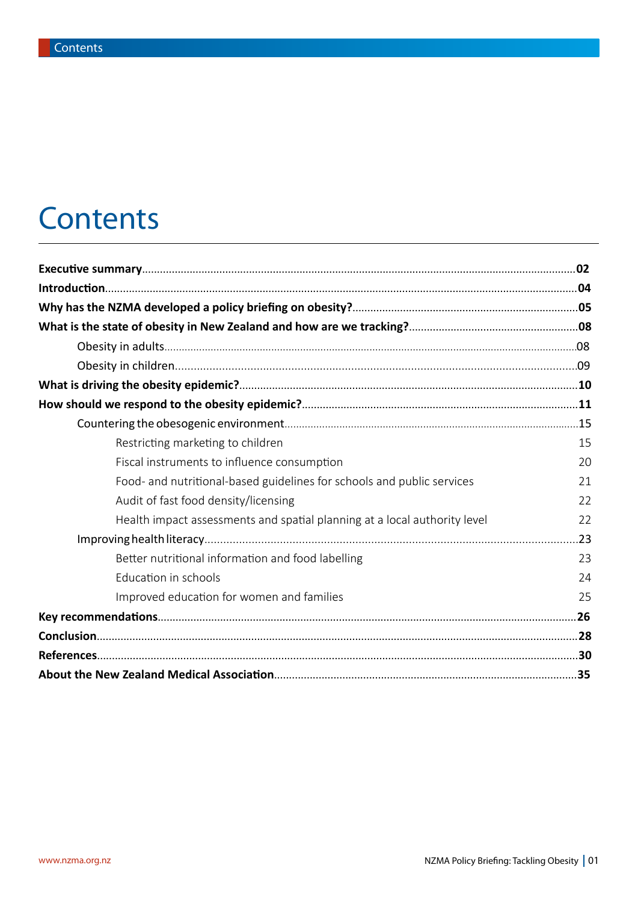# Contents

| | |
|---|---|
| **Executive summary** | **02** |
| **Introduction** | **04** |
| **Why has the NZMA developed a policy briefing on obesity?** | **05** |
| **What is the state of obesity in New Zealand and how are we tracking?** | **08** |
| Obesity in adults | 08 |
| Obesity in children | 09 |
| **What is driving the obesity epidemic?** | **10** |
| **How should we respond to the obesity epidemic?** | **11** |
| Countering the obesogenic environment | 15 |
| Restricting marketing to children | 15 |
| Fiscal instruments to influence consumption | 20 |
| Food- and nutritional-based guidelines for schools and public services | 21 |
| Audit of fast food density/licensing | 22 |
| Health impact assessments and spatial planning at a local authority level | 22 |
| Improving health literacy | 23 |
| Better nutritional information and food labelling | 23 |
| Education in schools | 24 |
| Improved education for women and families | 25 |
| **Key recommendations** | **26** |
| **Conclusion** | **28** |
| **References** | **30** |
| **About the New Zealand Medical Association** | **35** |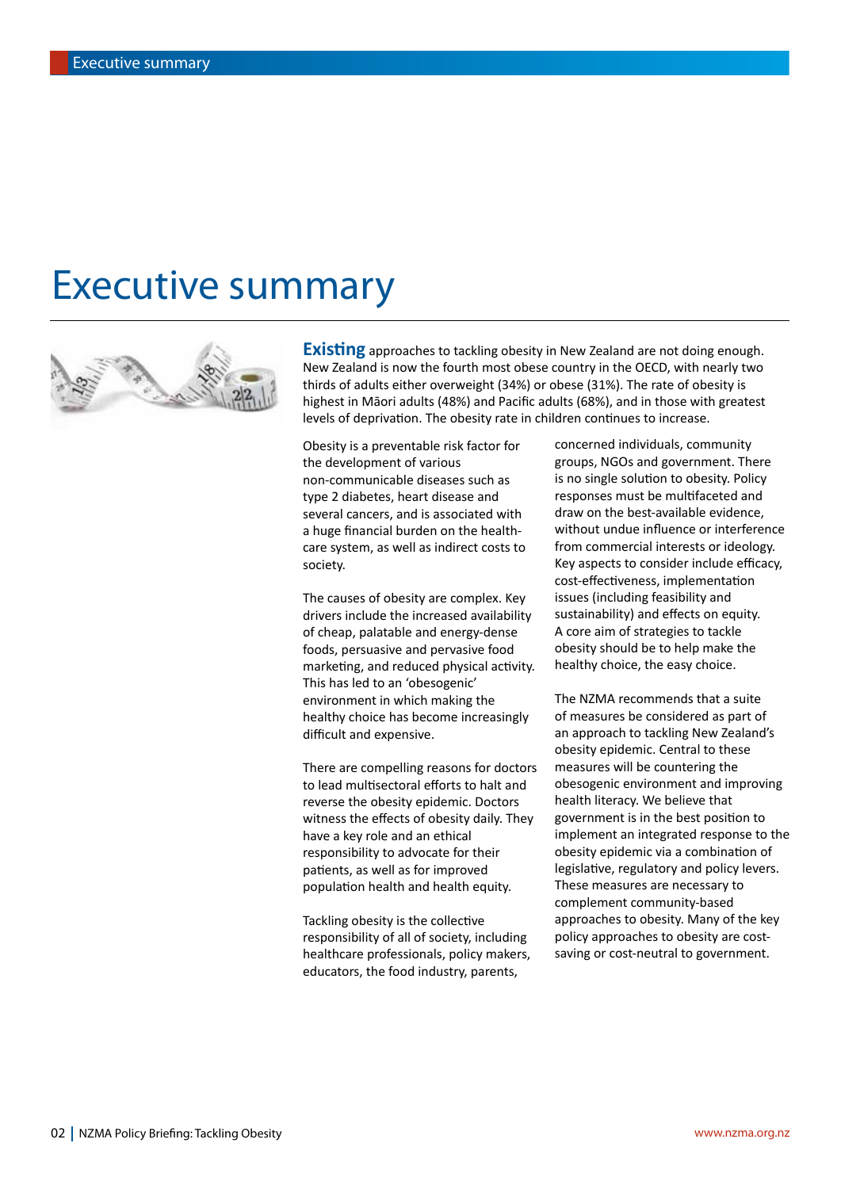// Executive summary

# Executive summary

**Existing** approaches to tackling obesity in New Zealand are not doing enough. New Zealand is now the fourth most obese country in the OECD, with nearly two thirds of adults either overweight (34%) or obese (31%). The rate of obesity is highest in Māori adults (48%) and Pacific adults (68%), and in those with greatest levels of deprivation. The obesity rate in children continues to increase.

Obesity is a preventable risk factor for the development of various non-communicable diseases such as type 2 diabetes, heart disease and several cancers, and is associated with a huge financial burden on the health-care system, as well as indirect costs to society.

The causes of obesity are complex. Key drivers include the increased availability of cheap, palatable and energy-dense foods, persuasive and pervasive food marketing, and reduced physical activity. This has led to an 'obesogenic' environment in which making the healthy choice has become increasingly difficult and expensive.

There are compelling reasons for doctors to lead multisectoral efforts to halt and reverse the obesity epidemic. Doctors witness the effects of obesity daily. They have a key role and an ethical responsibility to advocate for their patients, as well as for improved population health and health equity.

Tackling obesity is the collective responsibility of all of society, including healthcare professionals, policy makers, educators, the food industry, parents, concerned individuals, community groups, NGOs and government. There is no single solution to obesity. Policy responses must be multifaceted and draw on the best-available evidence, without undue influence or interference from commercial interests or ideology. Key aspects to consider include efficacy, cost-effectiveness, implementation issues (including feasibility and sustainability) and effects on equity. A core aim of strategies to tackle obesity should be to help make the healthy choice, the easy choice.

The NZMA recommends that a suite of measures be considered as part of an approach to tackling New Zealand's obesity epidemic. Central to these measures will be countering the obesogenic environment and improving health literacy. We believe that government is in the best position to implement an integrated response to the obesity epidemic via a combination of legislative, regulatory and policy levers. These measures are necessary to complement community-based approaches to obesity. Many of the key policy approaches to obesity are cost-saving or cost-neutral to government.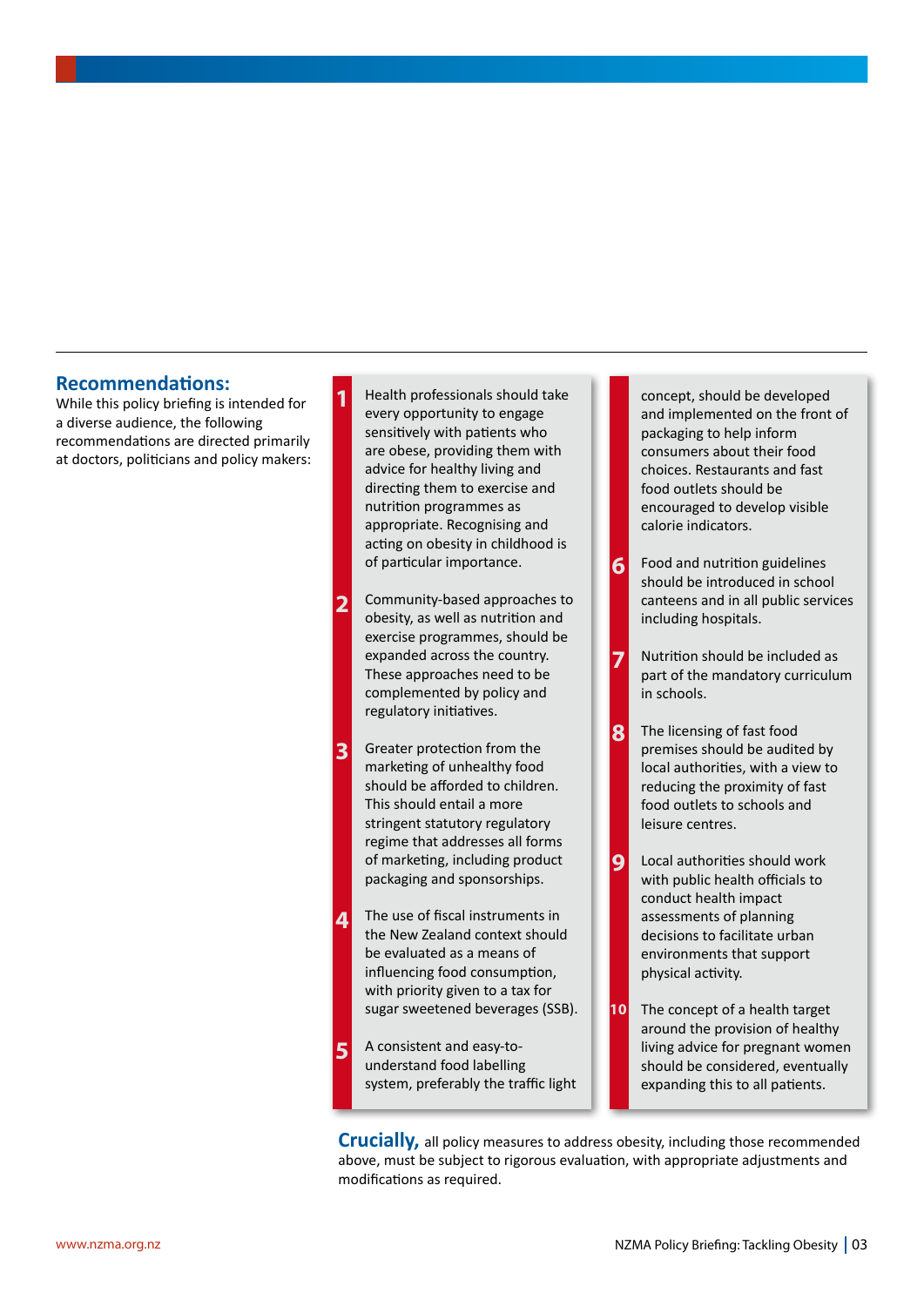## Recommendations:

While this policy briefing is intended for a diverse audience, the following recommendations are directed primarily at doctors, politicians and policy makers:

1. Health professionals should take every opportunity to engage sensitively with patients who are obese, providing them with advice for healthy living and directing them to exercise and nutrition programmes as appropriate. Recognising and acting on obesity in childhood is of particular importance.
2. Community-based approaches to obesity, as well as nutrition and exercise programmes, should be expanded across the country. These approaches need to be complemented by policy and regulatory initiatives.
3. Greater protection from the marketing of unhealthy food should be afforded to children. This should entail a more stringent statutory regulatory regime that addresses all forms of marketing, including product packaging and sponsorships.
4. The use of fiscal instruments in the New Zealand context should be evaluated as a means of influencing food consumption, with priority given to a tax for sugar sweetened beverages (SSB).
5. A consistent and easy-to-understand food labelling system, preferably the traffic light concept, should be developed and implemented on the front of packaging to help inform consumers about their food choices. Restaurants and fast food outlets should be encouraged to develop visible calorie indicators.
6. Food and nutrition guidelines should be introduced in school canteens and in all public services including hospitals.
7. Nutrition should be included as part of the mandatory curriculum in schools.
8. The licensing of fast food premises should be audited by local authorities, with a view to reducing the proximity of fast food outlets to schools and leisure centres.
9. Local authorities should work with public health officials to conduct health impact assessments of planning decisions to facilitate urban environments that support physical activity.
10. The concept of a health target around the provision of healthy living advice for pregnant women should be considered, eventually expanding this to all patients.

**Crucially,** all policy measures to address obesity, including those recommended above, must be subject to rigorous evaluation, with appropriate adjustments and modifications as required.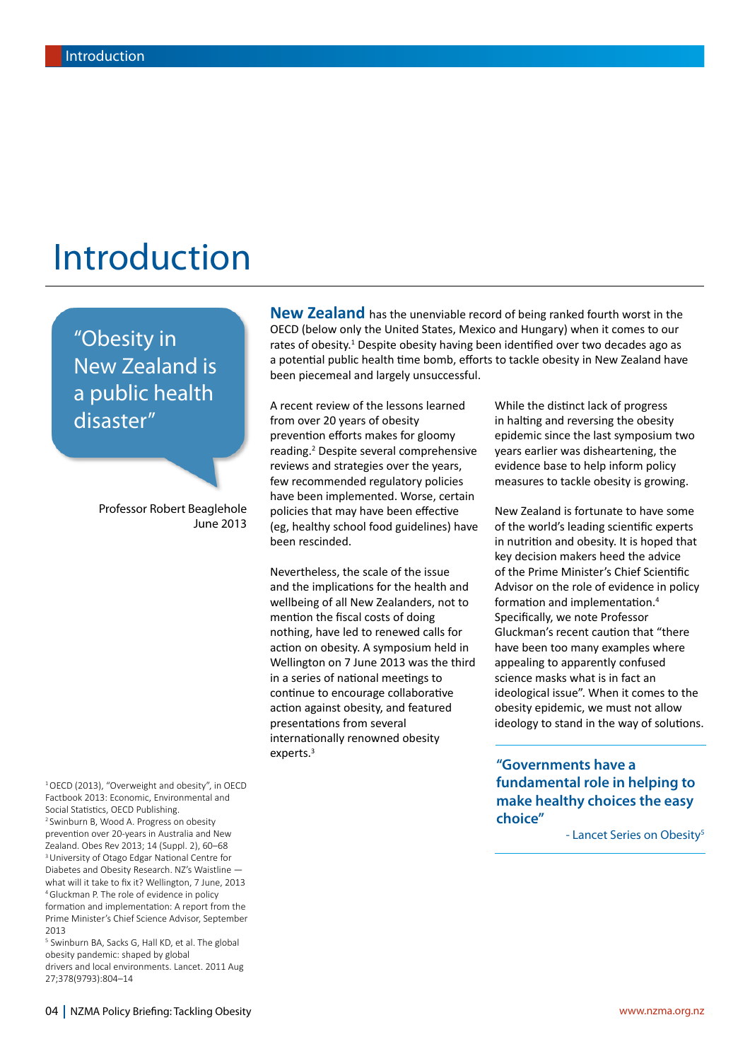# Introduction

> "Obesity in New Zealand is a public health disaster"
>
> Professor Robert Beaglehole
> June 2013

**New Zealand** has the unenviable record of being ranked fourth worst in the OECD (below only the United States, Mexico and Hungary) when it comes to our rates of obesity.[1] Despite obesity having been identified over two decades ago as a potential public health time bomb, efforts to tackle obesity in New Zealand have been piecemeal and largely unsuccessful.

A recent review of the lessons learned from over 20 years of obesity prevention efforts makes for gloomy reading.[2] Despite several comprehensive reviews and strategies over the years, few recommended regulatory policies have been implemented. Worse, certain policies that may have been effective (eg, healthy school food guidelines) have been rescinded.

Nevertheless, the scale of the issue and the implications for the health and wellbeing of all New Zealanders, not to mention the fiscal costs of doing nothing, have led to renewed calls for action on obesity. A symposium held in Wellington on 7 June 2013 was the third in a series of national meetings to continue to encourage collaborative action against obesity, and featured presentations from several internationally renowned obesity experts.[3]

While the distinct lack of progress in halting and reversing the obesity epidemic since the last symposium two years earlier was disheartening, the evidence base to help inform policy measures to tackle obesity is growing.

New Zealand is fortunate to have some of the world's leading scientific experts in nutrition and obesity. It is hoped that key decision makers heed the advice of the Prime Minister's Chief Scientific Advisor on the role of evidence in policy formation and implementation.[4] Specifically, we note Professor Gluckman's recent caution that "there have been too many examples where appealing to apparently confused science masks what is in fact an ideological issue". When it comes to the obesity epidemic, we must not allow ideology to stand in the way of solutions.

> **"Governments have a fundamental role in helping to make healthy choices the easy choice"**
>
> - Lancet Series on Obesity[5]

[1] OECD (2013), "Overweight and obesity", in OECD Factbook 2013: Economic, Environmental and Social Statistics, OECD Publishing.
[2] Swinburn B, Wood A. Progress on obesity prevention over 20-years in Australia and New Zealand. Obes Rev 2013; 14 (Suppl. 2), 60–68
[3] University of Otago Edgar National Centre for Diabetes and Obesity Research. NZ's Waistline — what will it take to fix it? Wellington, 7 June, 2013
[4] Gluckman P. The role of evidence in policy formation and implementation: A report from the Prime Minister's Chief Science Advisor, September 2013
[5] Swinburn BA, Sacks G, Hall KD, et al. The global obesity pandemic: shaped by global drivers and local environments. Lancet. 2011 Aug 27;378(9793):804–14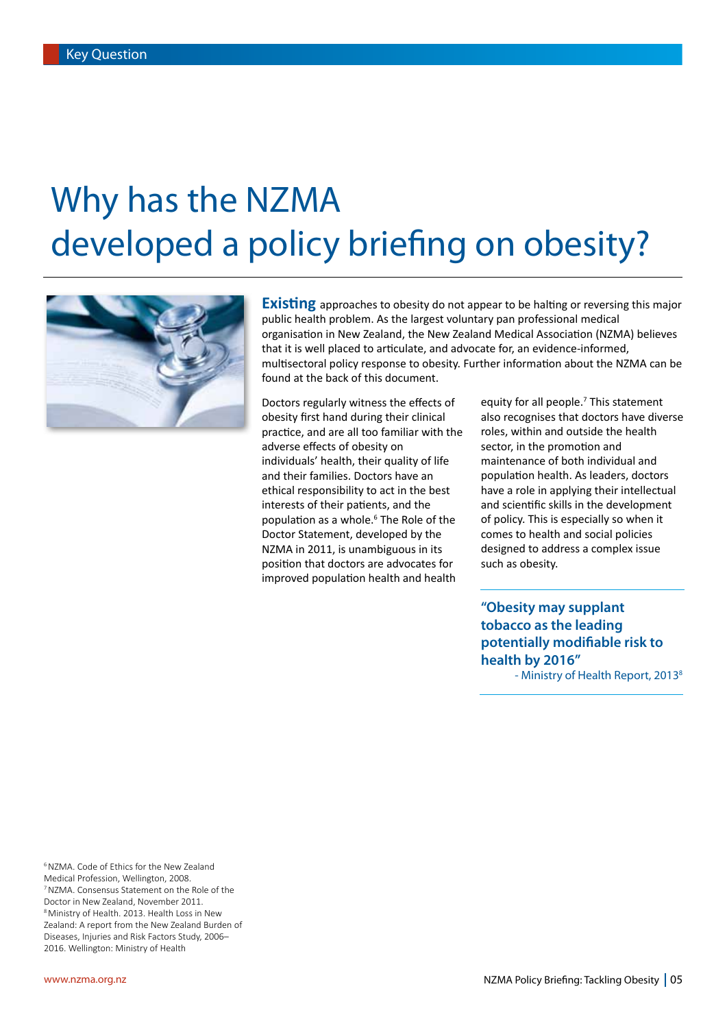Key Question

# Why has the NZMA developed a policy briefing on obesity?

**Existing** approaches to obesity do not appear to be halting or reversing this major public health problem. As the largest voluntary pan professional medical organisation in New Zealand, the New Zealand Medical Association (NZMA) believes that it is well placed to articulate, and advocate for, an evidence-informed, multisectoral policy response to obesity. Further information about the NZMA can be found at the back of this document.

Doctors regularly witness the effects of obesity first hand during their clinical practice, and are all too familiar with the adverse effects of obesity on individuals' health, their quality of life and their families. Doctors have an ethical responsibility to act in the best interests of their patients, and the population as a whole.[6] The Role of the Doctor Statement, developed by the NZMA in 2011, is unambiguous in its position that doctors are advocates for improved population health and health equity for all people.[7] This statement also recognises that doctors have diverse roles, within and outside the health sector, in the promotion and maintenance of both individual and population health. As leaders, doctors have a role in applying their intellectual and scientific skills in the development of policy. This is especially so when it comes to health and social policies designed to address a complex issue such as obesity.

**"Obesity may supplant tobacco as the leading potentially modifiable risk to health by 2016"**
- Ministry of Health Report, 2013[8]

[6] NZMA. Code of Ethics for the New Zealand Medical Profession, Wellington, 2008.
[7] NZMA. Consensus Statement on the Role of the Doctor in New Zealand, November 2011.
[8] Ministry of Health. 2013. Health Loss in New Zealand: A report from the New Zealand Burden of Diseases, Injuries and Risk Factors Study, 2006–2016. Wellington: Ministry of Health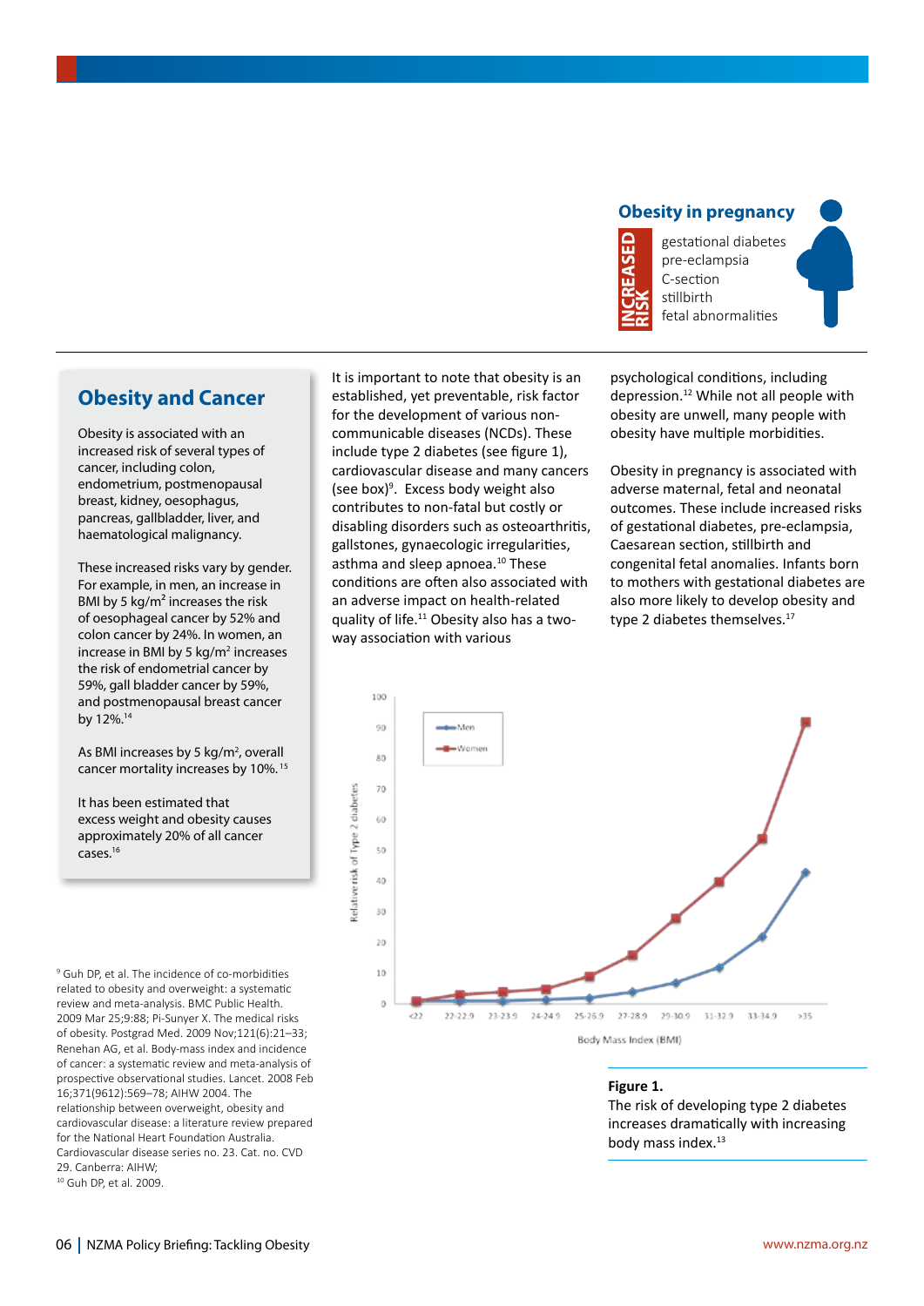## Obesity in pregnancy

INCREASED RISK

- gestational diabetes
- pre-eclampsia
- C-section
- stillbirth
- fetal abnormalities

## Obesity and Cancer

Obesity is associated with an increased risk of several types of cancer, including colon, endometrium, postmenopausal breast, kidney, oesophagus, pancreas, gallbladder, liver, and haematological malignancy.

These increased risks vary by gender. For example, in men, an increase in BMI by 5 kg/m$^2$ increases the risk of oesophageal cancer by 52% and colon cancer by 24%. In women, an increase in BMI by 5 kg/m$^2$ increases the risk of endometrial cancer by 59%, gall bladder cancer by 59%, and postmenopausal breast cancer by 12%.[14]

As BMI increases by 5 kg/m$^2$, overall cancer mortality increases by 10%.[15]

It has been estimated that excess weight and obesity causes approximately 20% of all cancer cases.[16]

It is important to note that obesity is an established, yet preventable, risk factor for the development of various non-communicable diseases (NCDs). These include type 2 diabetes (see figure 1), cardiovascular disease and many cancers (see box)[9]. Excess body weight also contributes to non-fatal but costly or disabling disorders such as osteoarthritis, gallstones, gynaecologic irregularities, asthma and sleep apnoea.[10] These conditions are often also associated with an adverse impact on health-related quality of life.[11] Obesity also has a two-way association with various psychological conditions, including depression.[12] While not all people with obesity are unwell, many people with obesity have multiple morbidities.

Obesity in pregnancy is associated with adverse maternal, fetal and neonatal outcomes. These include increased risks of gestational diabetes, pre-eclampsia, Caesarean section, stillbirth and congenital fetal anomalies. Infants born to mothers with gestational diabetes are also more likely to develop obesity and type 2 diabetes themselves.[17]

**Figure 1.**
The risk of developing type 2 diabetes increases dramatically with increasing body mass index.[13]

[9] Guh DP, et al. The incidence of co-morbidities related to obesity and overweight: a systematic review and meta-analysis. BMC Public Health. 2009 Mar 25;9:88; Pi-Sunyer X. The medical risks of obesity. Postgrad Med. 2009 Nov;121(6):21–33; Renehan AG, et al. Body-mass index and incidence of cancer: a systematic review and meta-analysis of prospective observational studies. Lancet. 2008 Feb 16;371(9612):569–78; AIHW 2004. The relationship between overweight, obesity and cardiovascular disease: a literature review prepared for the National Heart Foundation Australia. Cardiovascular disease series no. 23. Cat. no. CVD 29. Canberra: AIHW;

[10] Guh DP, et al. 2009.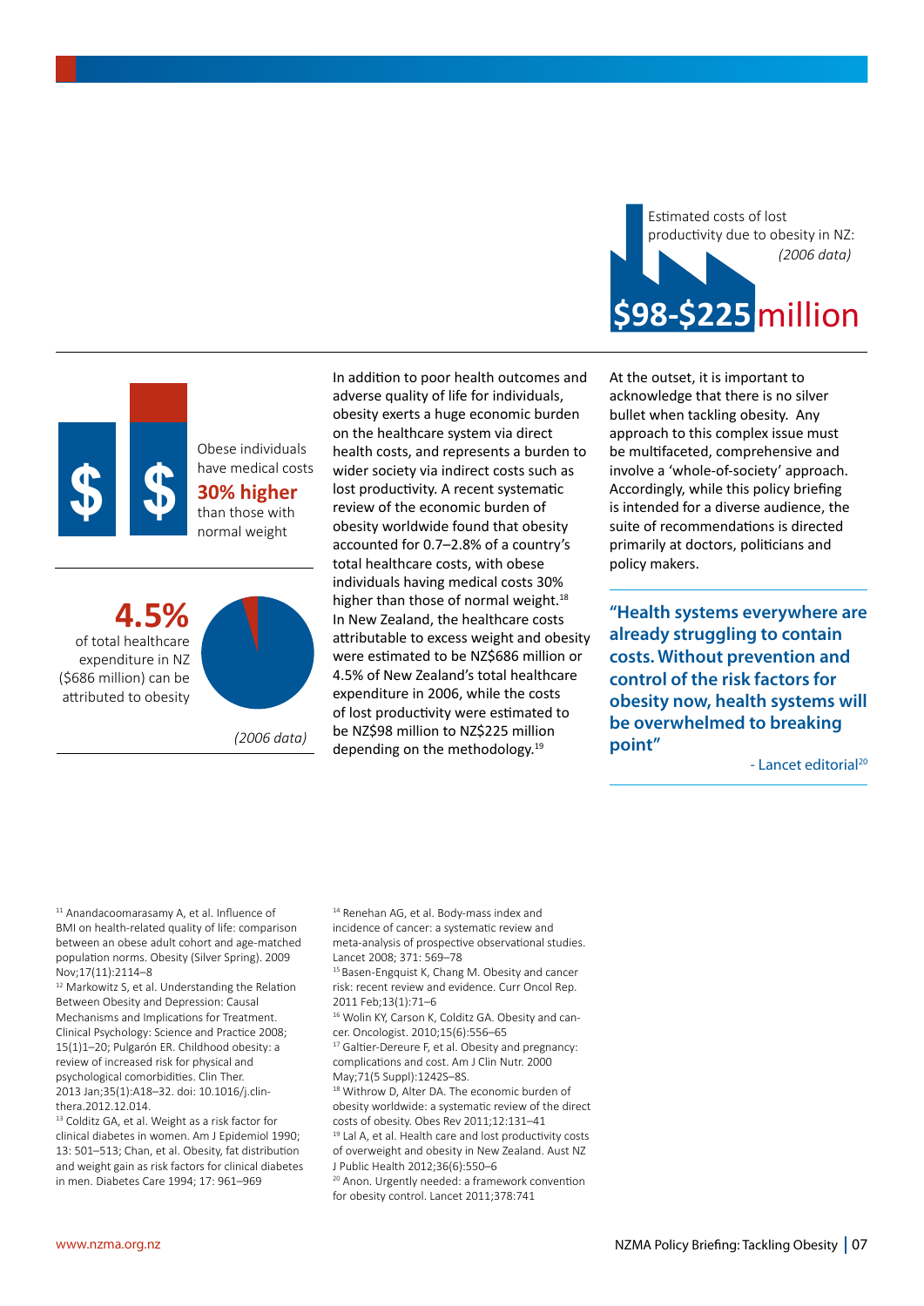Estimated costs of lost productivity due to obesity in NZ: *(2006 data)*

**$98-$225 million**

Obese individuals have medical costs **30% higher** than those with normal weight

**4.5%** of total healthcare expenditure in NZ ($686 million) can be attributed to obesity

*(2006 data)*

In addition to poor health outcomes and adverse quality of life for individuals, obesity exerts a huge economic burden on the healthcare system via direct health costs, and represents a burden to wider society via indirect costs such as lost productivity. A recent systematic review of the economic burden of obesity worldwide found that obesity accounted for 0.7–2.8% of a country's total healthcare costs, with obese individuals having medical costs 30% higher than those of normal weight.[18] In New Zealand, the healthcare costs attributable to excess weight and obesity were estimated to be NZ$686 million or 4.5% of New Zealand's total healthcare expenditure in 2006, while the costs of lost productivity were estimated to be NZ$98 million to NZ$225 million depending on the methodology.[19]

At the outset, it is important to acknowledge that there is no silver bullet when tackling obesity. Any approach to this complex issue must be multifaceted, comprehensive and involve a 'whole-of-society' approach. Accordingly, while this policy briefing is intended for a diverse audience, the suite of recommendations is directed primarily at doctors, politicians and policy makers.

> **"Health systems everywhere are already struggling to contain costs. Without prevention and control of the risk factors for obesity now, health systems will be overwhelmed to breaking point"**
>
> \- Lancet editorial[20]

---

[11] Anandacoomarasamy A, et al. Influence of BMI on health-related quality of life: comparison between an obese adult cohort and age-matched population norms. Obesity (Silver Spring). 2009 Nov;17(11):2114–8

[12] Markowitz S, et al. Understanding the Relation Between Obesity and Depression: Causal Mechanisms and Implications for Treatment. Clinical Psychology: Science and Practice 2008; 15(1)1–20; Pulgarón ER. Childhood obesity: a review of increased risk for physical and psychological comorbidities. Clin Ther. 2013 Jan;35(1):A18–32. doi: 10.1016/j.clinthera.2012.12.014.

[13] Colditz GA, et al. Weight as a risk factor for clinical diabetes in women. Am J Epidemiol 1990; 13: 501–513; Chan, et al. Obesity, fat distribution and weight gain as risk factors for clinical diabetes in men. Diabetes Care 1994; 17: 961–969

[14] Renehan AG, et al. Body-mass index and incidence of cancer: a systematic review and meta-analysis of prospective observational studies. Lancet 2008; 371: 569–78

[15] Basen-Engquist K, Chang M. Obesity and cancer risk: recent review and evidence. Curr Oncol Rep. 2011 Feb;13(1):71–6

[16] Wolin KY, Carson K, Colditz GA. Obesity and cancer. Oncologist. 2010;15(6):556–65

[17] Galtier-Dereure F, et al. Obesity and pregnancy: complications and cost. Am J Clin Nutr. 2000 May;71(5 Suppl):1242S–8S.

[18] Withrow D, Alter DA. The economic burden of obesity worldwide: a systematic review of the direct costs of obesity. Obes Rev 2011;12:131–41

[19] Lal A, et al. Health care and lost productivity costs of overweight and obesity in New Zealand. Aust NZ J Public Health 2012;36(6):550–6

[20] Anon. Urgently needed: a framework convention for obesity control. Lancet 2011;378:741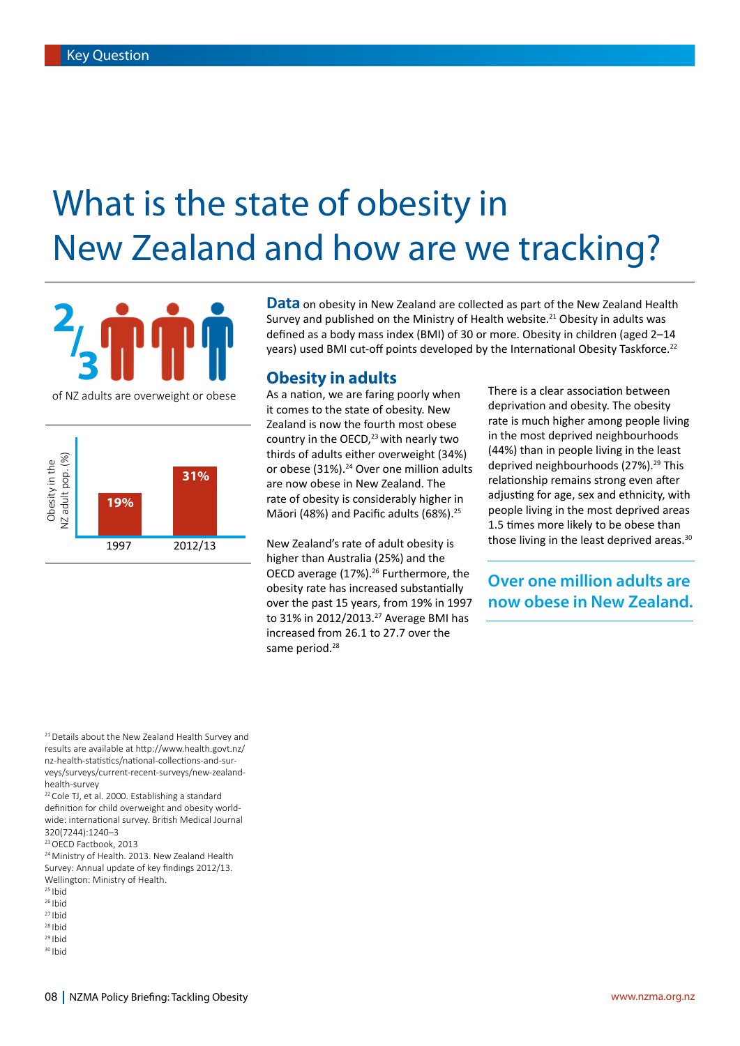Key Question

# What is the state of obesity in New Zealand and how are we tracking?

2/3 of NZ adults are overweight or obese

| Obesity in the NZ adult pop. (%) | |
|---|---|
| 1997 | 19% |
| 2012/13 | 31% |

**Data** on obesity in New Zealand are collected as part of the New Zealand Health Survey and published on the Ministry of Health website.[21] Obesity in adults was defined as a body mass index (BMI) of 30 or more. Obesity in children (aged 2–14 years) used BMI cut-off points developed by the International Obesity Taskforce.[22]

## Obesity in adults

As a nation, we are faring poorly when it comes to the state of obesity. New Zealand is now the fourth most obese country in the OECD,[23] with nearly two thirds of adults either overweight (34%) or obese (31%).[24] Over one million adults are now obese in New Zealand. The rate of obesity is considerably higher in Māori (48%) and Pacific adults (68%).[25]

New Zealand's rate of adult obesity is higher than Australia (25%) and the OECD average (17%).[26] Furthermore, the obesity rate has increased substantially over the past 15 years, from 19% in 1997 to 31% in 2012/2013.[27] Average BMI has increased from 26.1 to 27.7 over the same period.[28]

There is a clear association between deprivation and obesity. The obesity rate is much higher among people living in the most deprived neighbourhoods (44%) than in people living in the least deprived neighbourhoods (27%).[29] This relationship remains strong even after adjusting for age, sex and ethnicity, with people living in the most deprived areas 1.5 times more likely to be obese than those living in the least deprived areas.[30]

**Over one million adults are now obese in New Zealand.**

[21] Details about the New Zealand Health Survey and results are available at http://www.health.govt.nz/nz-health-statistics/national-collections-and-surveys/surveys/current-recent-surveys/new-zealand-health-survey
[22] Cole TJ, et al. 2000. Establishing a standard definition for child overweight and obesity worldwide: international survey. British Medical Journal 320(7244):1240–3
[23] OECD Factbook, 2013
[24] Ministry of Health. 2013. New Zealand Health Survey: Annual update of key findings 2012/13. Wellington: Ministry of Health.
[25] Ibid
[26] Ibid
[27] Ibid
[28] Ibid
[29] Ibid
[30] Ibid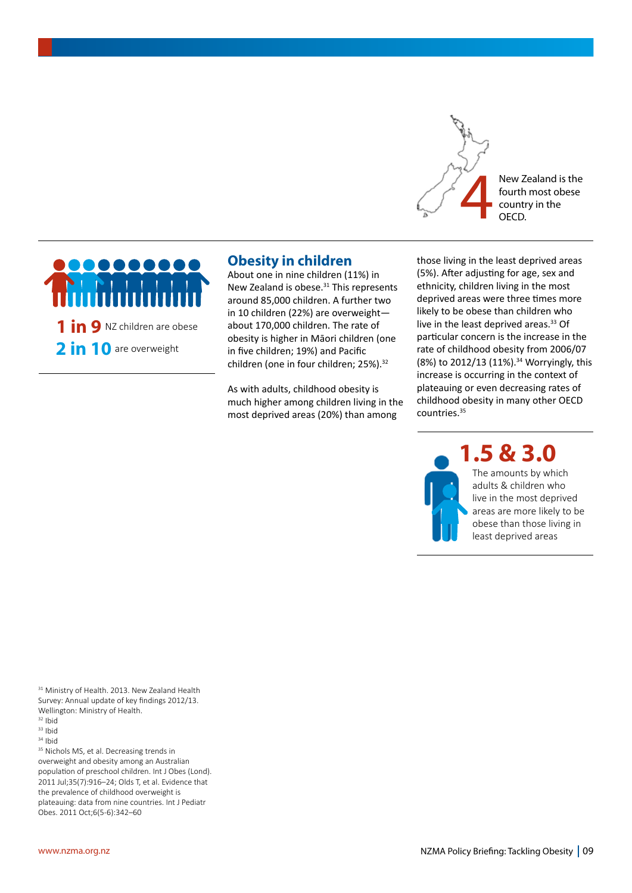4 New Zealand is the fourth most obese country in the OECD.

**1 in 9** NZ children are obese

**2 in 10** are overweight

## Obesity in children

About one in nine children (11%) in New Zealand is obese.[31] This represents around 85,000 children. A further two in 10 children (22%) are overweight—about 170,000 children. The rate of obesity is higher in Māori children (one in five children; 19%) and Pacific children (one in four children; 25%).[32]

As with adults, childhood obesity is much higher among children living in the most deprived areas (20%) than among those living in the least deprived areas (5%). After adjusting for age, sex and ethnicity, children living in the most deprived areas were three times more likely to be obese than children who live in the least deprived areas.[33] Of particular concern is the increase in the rate of childhood obesity from 2006/07 (8%) to 2012/13 (11%).[34] Worryingly, this increase is occurring in the context of plateauing or even decreasing rates of childhood obesity in many other OECD countries.[35]

**1.5 & 3.0**

The amounts by which adults & children who live in the most deprived areas are more likely to be obese than those living in least deprived areas

[31] Ministry of Health. 2013. New Zealand Health Survey: Annual update of key findings 2012/13. Wellington: Ministry of Health.
[32] Ibid
[33] Ibid
[34] Ibid
[35] Nichols MS, et al. Decreasing trends in overweight and obesity among an Australian population of preschool children. Int J Obes (Lond). 2011 Jul;35(7):916–24; Olds T, et al. Evidence that the prevalence of childhood overweight is plateauing: data from nine countries. Int J Pediatr Obes. 2011 Oct;6(5-6):342–60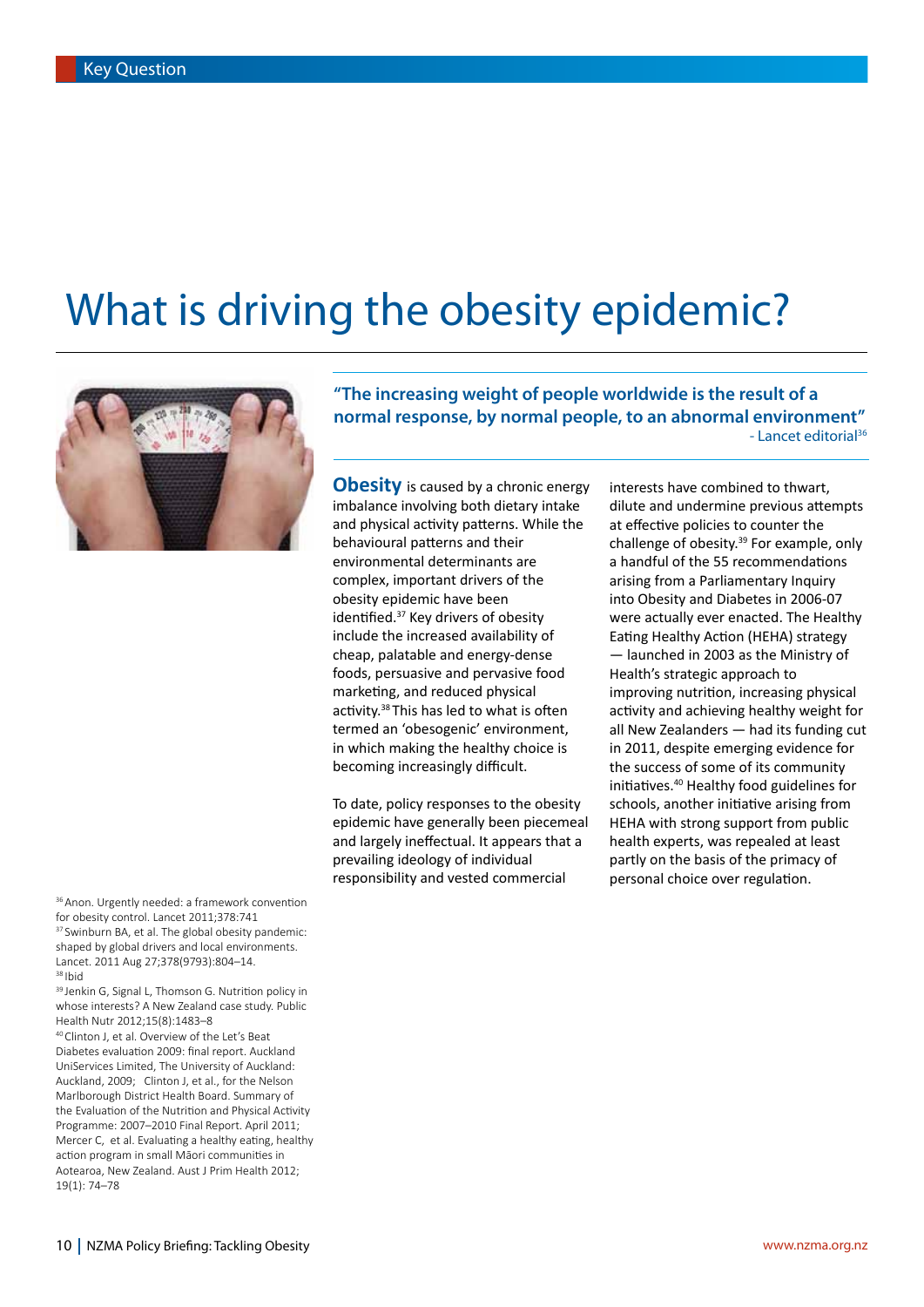Key Question

# What is driving the obesity epidemic?

**"The increasing weight of people worldwide is the result of a normal response, by normal people, to an abnormal environment"**
- Lancet editorial[36]

**Obesity** is caused by a chronic energy imbalance involving both dietary intake and physical activity patterns. While the behavioural patterns and their environmental determinants are complex, important drivers of the obesity epidemic have been identified.[37] Key drivers of obesity include the increased availability of cheap, palatable and energy-dense foods, persuasive and pervasive food marketing, and reduced physical activity.[38] This has led to what is often termed an 'obesogenic' environment, in which making the healthy choice is becoming increasingly difficult.

To date, policy responses to the obesity epidemic have generally been piecemeal and largely ineffectual. It appears that a prevailing ideology of individual responsibility and vested commercial interests have combined to thwart, dilute and undermine previous attempts at effective policies to counter the challenge of obesity.[39] For example, only a handful of the 55 recommendations arising from a Parliamentary Inquiry into Obesity and Diabetes in 2006-07 were actually ever enacted. The Healthy Eating Healthy Action (HEHA) strategy — launched in 2003 as the Ministry of Health's strategic approach to improving nutrition, increasing physical activity and achieving healthy weight for all New Zealanders — had its funding cut in 2011, despite emerging evidence for the success of some of its community initiatives.[40] Healthy food guidelines for schools, another initiative arising from HEHA with strong support from public health experts, was repealed at least partly on the basis of the primacy of personal choice over regulation.

[36] Anon. Urgently needed: a framework convention for obesity control. Lancet 2011;378:741

[37] Swinburn BA, et al. The global obesity pandemic: shaped by global drivers and local environments. Lancet. 2011 Aug 27;378(9793):804–14.

[38] Ibid

[39] Jenkin G, Signal L, Thomson G. Nutrition policy in whose interests? A New Zealand case study. Public Health Nutr 2012;15(8):1483–8

[40] Clinton J, et al. Overview of the Let's Beat Diabetes evaluation 2009: final report. Auckland UniServices Limited, The University of Auckland: Auckland, 2009; Clinton J, et al., for the Nelson Marlborough District Health Board. Summary of the Evaluation of the Nutrition and Physical Activity Programme: 2007–2010 Final Report. April 2011; Mercer C, et al. Evaluating a healthy eating, healthy action program in small Māori communities in Aotearoa, New Zealand. Aust J Prim Health 2012; 19(1): 74–78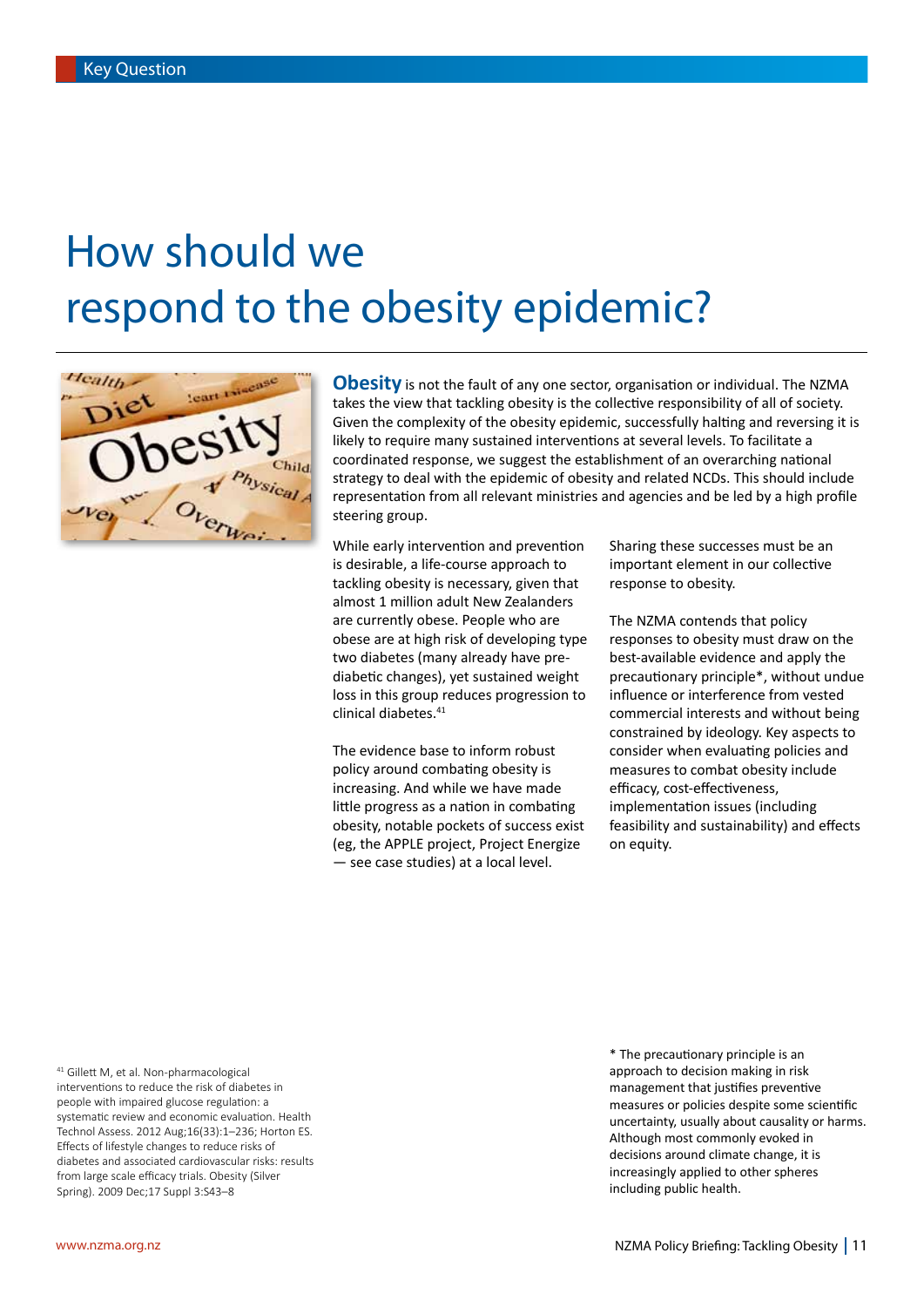Key Question

# How should we respond to the obesity epidemic?

**Obesity** is not the fault of any one sector, organisation or individual. The NZMA takes the view that tackling obesity is the collective responsibility of all of society. Given the complexity of the obesity epidemic, successfully halting and reversing it is likely to require many sustained interventions at several levels. To facilitate a coordinated response, we suggest the establishment of an overarching national strategy to deal with the epidemic of obesity and related NCDs. This should include representation from all relevant ministries and agencies and be led by a high profile steering group.

While early intervention and prevention is desirable, a life-course approach to tackling obesity is necessary, given that almost 1 million adult New Zealanders are currently obese. People who are obese are at high risk of developing type two diabetes (many already have pre-diabetic changes), yet sustained weight loss in this group reduces progression to clinical diabetes.[41]

The evidence base to inform robust policy around combating obesity is increasing. And while we have made little progress as a nation in combating obesity, notable pockets of success exist (eg, the APPLE project, Project Energize — see case studies) at a local level. Sharing these successes must be an important element in our collective response to obesity.

The NZMA contends that policy responses to obesity must draw on the best-available evidence and apply the precautionary principle*, without undue influence or interference from vested commercial interests and without being constrained by ideology. Key aspects to consider when evaluating policies and measures to combat obesity include efficacy, cost-effectiveness, implementation issues (including feasibility and sustainability) and effects on equity.

[41] Gillett M, et al. Non-pharmacological interventions to reduce the risk of diabetes in people with impaired glucose regulation: a systematic review and economic evaluation. Health Technol Assess. 2012 Aug;16(33):1–236; Horton ES. Effects of lifestyle changes to reduce risks of diabetes and associated cardiovascular risks: results from large scale efficacy trials. Obesity (Silver Spring). 2009 Dec;17 Suppl 3:S43–8

* The precautionary principle is an approach to decision making in risk management that justifies preventive measures or policies despite some scientific uncertainty, usually about causality or harms. Although most commonly evoked in decisions around climate change, it is increasingly applied to other spheres including public health.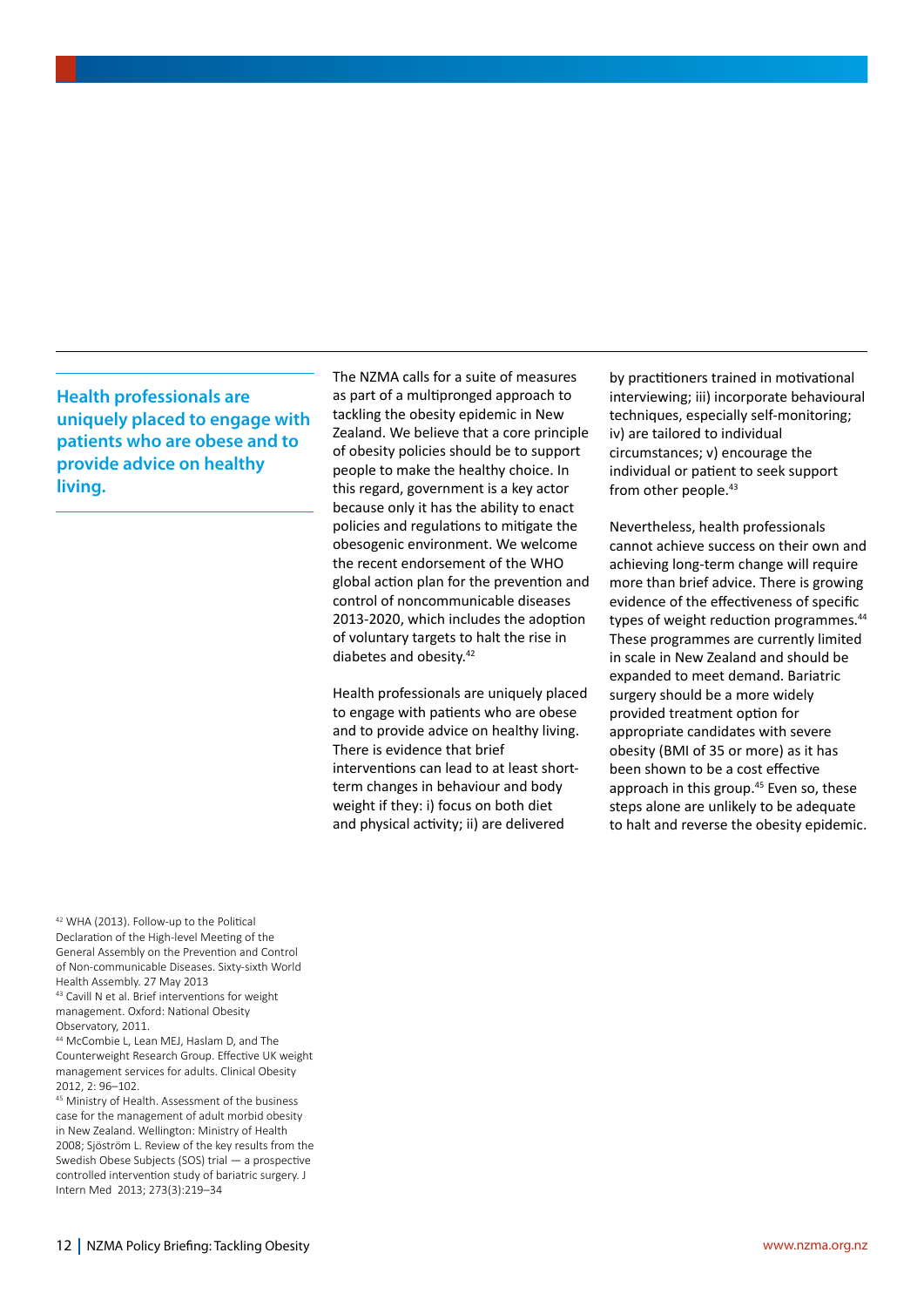**Health professionals are uniquely placed to engage with patients who are obese and to provide advice on healthy living.**

The NZMA calls for a suite of measures as part of a multipronged approach to tackling the obesity epidemic in New Zealand. We believe that a core principle of obesity policies should be to support people to make the healthy choice. In this regard, government is a key actor because only it has the ability to enact policies and regulations to mitigate the obesogenic environment. We welcome the recent endorsement of the WHO global action plan for the prevention and control of noncommunicable diseases 2013-2020, which includes the adoption of voluntary targets to halt the rise in diabetes and obesity.[42]

Health professionals are uniquely placed to engage with patients who are obese and to provide advice on healthy living. There is evidence that brief interventions can lead to at least short-term changes in behaviour and body weight if they: i) focus on both diet and physical activity; ii) are delivered by practitioners trained in motivational interviewing; iii) incorporate behavioural techniques, especially self-monitoring; iv) are tailored to individual circumstances; v) encourage the individual or patient to seek support from other people.[43]

Nevertheless, health professionals cannot achieve success on their own and achieving long-term change will require more than brief advice. There is growing evidence of the effectiveness of specific types of weight reduction programmes.[44] These programmes are currently limited in scale in New Zealand and should be expanded to meet demand. Bariatric surgery should be a more widely provided treatment option for appropriate candidates with severe obesity (BMI of 35 or more) as it has been shown to be a cost effective approach in this group.[45] Even so, these steps alone are unlikely to be adequate to halt and reverse the obesity epidemic.

[42] WHA (2013). Follow-up to the Political Declaration of the High-level Meeting of the General Assembly on the Prevention and Control of Non-communicable Diseases. Sixty-sixth World Health Assembly. 27 May 2013

[43] Cavill N et al. Brief interventions for weight management. Oxford: National Obesity Observatory, 2011.

[44] McCombie L, Lean MEJ, Haslam D, and The Counterweight Research Group. Effective UK weight management services for adults. Clinical Obesity 2012, 2: 96–102.

[45] Ministry of Health. Assessment of the business case for the management of adult morbid obesity in New Zealand. Wellington: Ministry of Health 2008; Sjöström L. Review of the key results from the Swedish Obese Subjects (SOS) trial — a prospective controlled intervention study of bariatric surgery. J Intern Med 2013; 273(3):219–34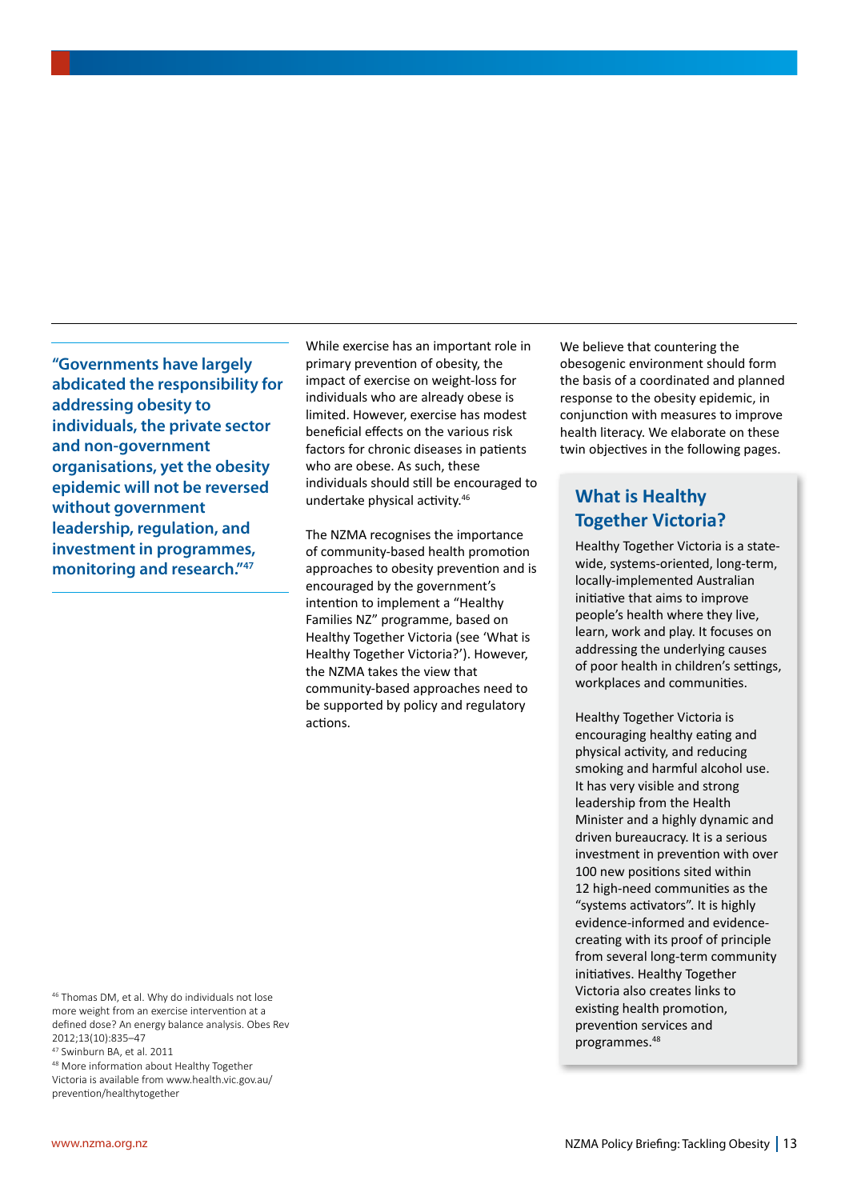**"Governments have largely abdicated the responsibility for addressing obesity to individuals, the private sector and non-government organisations, yet the obesity epidemic will not be reversed without government leadership, regulation, and investment in programmes, monitoring and research."[47]**

While exercise has an important role in primary prevention of obesity, the impact of exercise on weight-loss for individuals who are already obese is limited. However, exercise has modest beneficial effects on the various risk factors for chronic diseases in patients who are obese. As such, these individuals should still be encouraged to undertake physical activity.[46]

The NZMA recognises the importance of community-based health promotion approaches to obesity prevention and is encouraged by the government's intention to implement a "Healthy Families NZ" programme, based on Healthy Together Victoria (see 'What is Healthy Together Victoria?'). However, the NZMA takes the view that community-based approaches need to be supported by policy and regulatory actions.

We believe that countering the obesogenic environment should form the basis of a coordinated and planned response to the obesity epidemic, in conjunction with measures to improve health literacy. We elaborate on these twin objectives in the following pages.

## What is Healthy Together Victoria?

Healthy Together Victoria is a state-wide, systems-oriented, long-term, locally-implemented Australian initiative that aims to improve people's health where they live, learn, work and play. It focuses on addressing the underlying causes of poor health in children's settings, workplaces and communities.

Healthy Together Victoria is encouraging healthy eating and physical activity, and reducing smoking and harmful alcohol use. It has very visible and strong leadership from the Health Minister and a highly dynamic and driven bureaucracy. It is a serious investment in prevention with over 100 new positions sited within 12 high-need communities as the "systems activators". It is highly evidence-informed and evidence-creating with its proof of principle from several long-term community initiatives. Healthy Together Victoria also creates links to existing health promotion, prevention services and programmes.[48]

[46] Thomas DM, et al. Why do individuals not lose more weight from an exercise intervention at a defined dose? An energy balance analysis. Obes Rev 2012;13(10):835–47

[47] Swinburn BA, et al. 2011

[48] More information about Healthy Together Victoria is available from www.health.vic.gov.au/prevention/healthytogether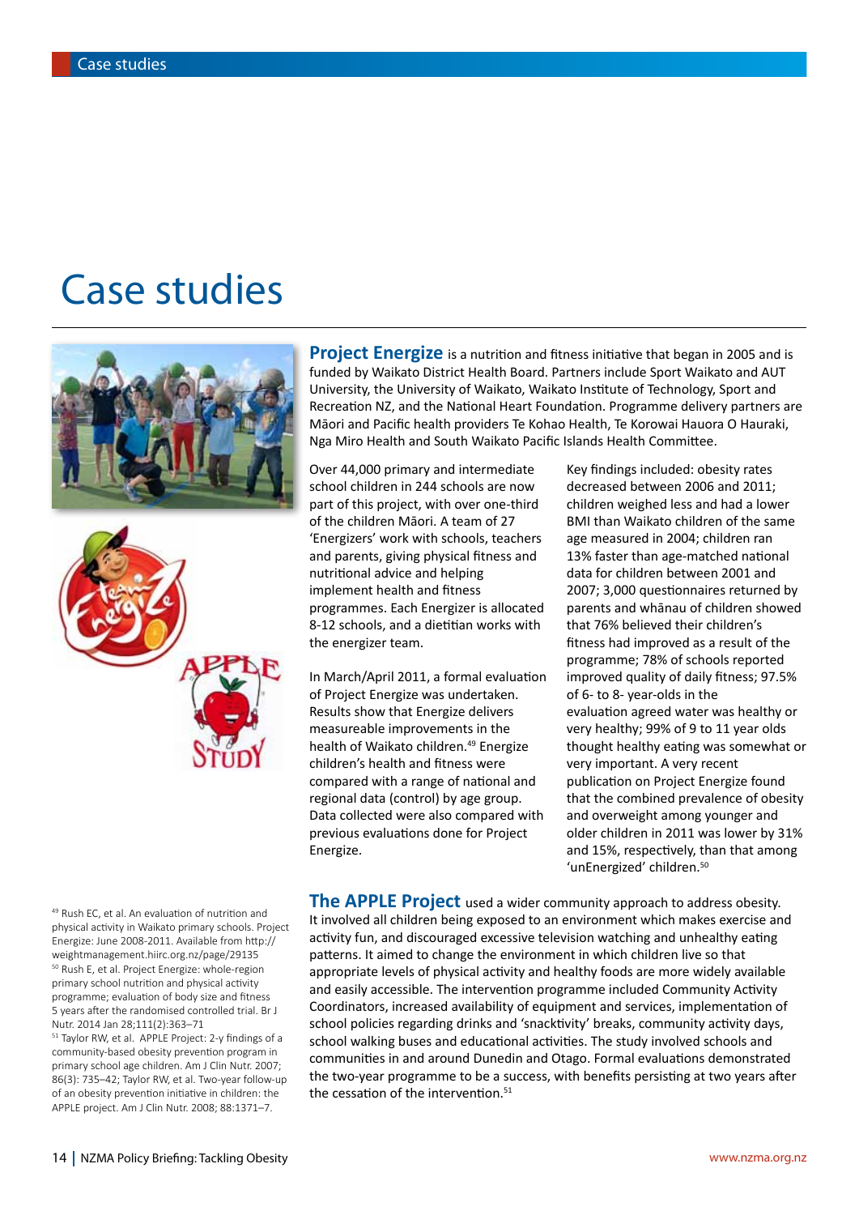// Case studies

# Case studies

**Project Energize** is a nutrition and fitness initiative that began in 2005 and is funded by Waikato District Health Board. Partners include Sport Waikato and AUT University, the University of Waikato, Waikato Institute of Technology, Sport and Recreation NZ, and the National Heart Foundation. Programme delivery partners are Māori and Pacific health providers Te Kohao Health, Te Korowai Hauora O Hauraki, Nga Miro Health and South Waikato Pacific Islands Health Committee.

Over 44,000 primary and intermediate school children in 244 schools are now part of this project, with over one-third of the children Māori. A team of 27 'Energizers' work with schools, teachers and parents, giving physical fitness and nutritional advice and helping implement health and fitness programmes. Each Energizer is allocated 8-12 schools, and a dietitian works with the energizer team.

In March/April 2011, a formal evaluation of Project Energize was undertaken. Results show that Energize delivers measureable improvements in the health of Waikato children.[49] Energize children's health and fitness were compared with a range of national and regional data (control) by age group. Data collected were also compared with previous evaluations done for Project Energize.

Key findings included: obesity rates decreased between 2006 and 2011; children weighed less and had a lower BMI than Waikato children of the same age measured in 2004; children ran 13% faster than age-matched national data for children between 2001 and 2007; 3,000 questionnaires returned by parents and whānau of children showed that 76% believed their children's fitness had improved as a result of the programme; 78% of schools reported improved quality of daily fitness; 97.5% of 6- to 8- year-olds in the evaluation agreed water was healthy or very healthy; 99% of 9 to 11 year olds thought healthy eating was somewhat or very important. A very recent publication on Project Energize found that the combined prevalence of obesity and overweight among younger and older children in 2011 was lower by 31% and 15%, respectively, than that among 'unEnergized' children.[50]

**The APPLE Project** used a wider community approach to address obesity. It involved all children being exposed to an environment which makes exercise and activity fun, and discouraged excessive television watching and unhealthy eating patterns. It aimed to change the environment in which children live so that appropriate levels of physical activity and healthy foods are more widely available and easily accessible. The intervention programme included Community Activity Coordinators, increased availability of equipment and services, implementation of school policies regarding drinks and 'snacktivity' breaks, community activity days, school walking buses and educational activities. The study involved schools and communities in and around Dunedin and Otago. Formal evaluations demonstrated the two-year programme to be a success, with benefits persisting at two years after the cessation of the intervention.[51]

---

[49] Rush EC, et al. An evaluation of nutrition and physical activity in Waikato primary schools. Project Energize: June 2008-2011. Available from http://weightmanagement.hiirc.org.nz/page/29135

[50] Rush E, et al. Project Energize: whole-region primary school nutrition and physical activity programme; evaluation of body size and fitness 5 years after the randomised controlled trial. Br J Nutr. 2014 Jan 28;111(2):363–71

[51] Taylor RW, et al. APPLE Project: 2-y findings of a community-based obesity prevention program in primary school age children. Am J Clin Nutr. 2007; 86(3): 735–42; Taylor RW, et al. Two-year follow-up of an obesity prevention initiative in children: the APPLE project. Am J Clin Nutr. 2008; 88:1371–7.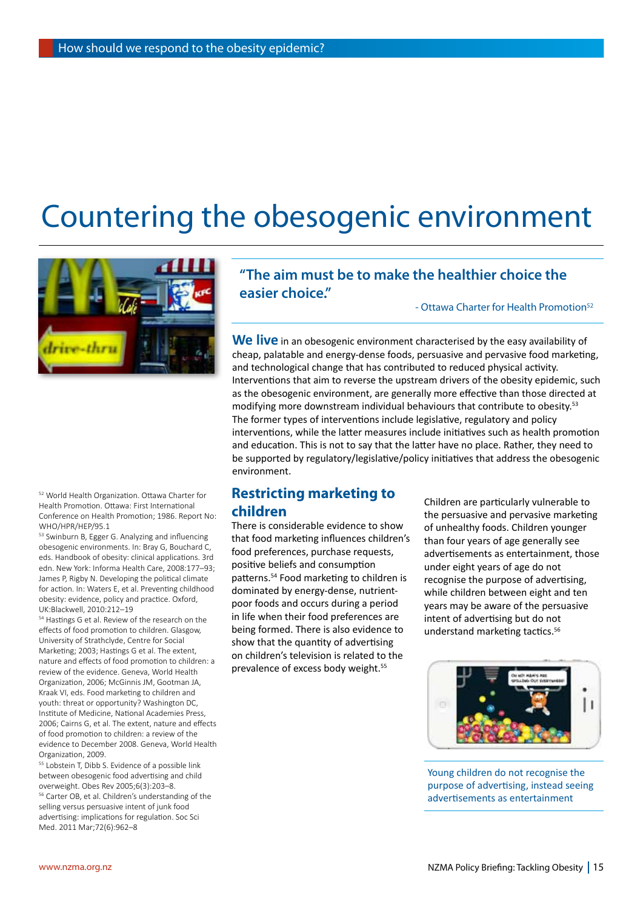# Countering the obesogenic environment

> **"The aim must be to make the healthier choice the easier choice."**
>
> \- Ottawa Charter for Health Promotion[52]

**We live** in an obesogenic environment characterised by the easy availability of cheap, palatable and energy-dense foods, persuasive and pervasive food marketing, and technological change that has contributed to reduced physical activity. Interventions that aim to reverse the upstream drivers of the obesity epidemic, such as the obesogenic environment, are generally more effective than those directed at modifying more downstream individual behaviours that contribute to obesity.[53] The former types of interventions include legislative, regulatory and policy interventions, while the latter measures include initiatives such as health promotion and education. This is not to say that the latter have no place. Rather, they need to be supported by regulatory/legislative/policy initiatives that address the obesogenic environment.

## Restricting marketing to children

There is considerable evidence to show that food marketing influences children's food preferences, purchase requests, positive beliefs and consumption patterns.[54] Food marketing to children is dominated by energy-dense, nutrient-poor foods and occurs during a period in life when their food preferences are being formed. There is also evidence to show that the quantity of advertising on children's television is related to the prevalence of excess body weight.[55]

Children are particularly vulnerable to the persuasive and pervasive marketing of unhealthy foods. Children younger than four years of age generally see advertisements as entertainment, those under eight years of age do not recognise the purpose of advertising, while children between eight and ten years may be aware of the persuasive intent of advertising but do not understand marketing tactics.[56]

Young children do not recognise the purpose of advertising, instead seeing advertisements as entertainment

---

[52] World Health Organization. Ottawa Charter for Health Promotion. Ottawa: First International Conference on Health Promotion; 1986. Report No: WHO/HPR/HEP/95.1

[53] Swinburn B, Egger G. Analyzing and influencing obesogenic environments. In: Bray G, Bouchard C, eds. Handbook of obesity: clinical applications. 3rd edn. New York: Informa Health Care, 2008:177–93; James P, Rigby N. Developing the political climate for action. In: Waters E, et al. Preventing childhood obesity: evidence, policy and practice. Oxford, UK:Blackwell, 2010:212–19

[54] Hastings G et al. Review of the research on the effects of food promotion to children. Glasgow, University of Strathclyde, Centre for Social Marketing; 2003; Hastings G et al. The extent, nature and effects of food promotion to children: a review of the evidence. Geneva, World Health Organization, 2006; McGinnis JM, Gootman JA, Kraak VI, eds. Food marketing to children and youth: threat or opportunity? Washington DC, Institute of Medicine, National Academies Press, 2006; Cairns G, et al. The extent, nature and effects of food promotion to children: a review of the evidence to December 2008. Geneva, World Health Organization, 2009.

[55] Lobstein T, Dibb S. Evidence of a possible link between obesogenic food advertising and child overweight. Obes Rev 2005;6(3):203–8.

[56] Carter OB, et al. Children's understanding of the selling versus persuasive intent of junk food advertising: implications for regulation. Soc Sci Med. 2011 Mar;72(6):962–8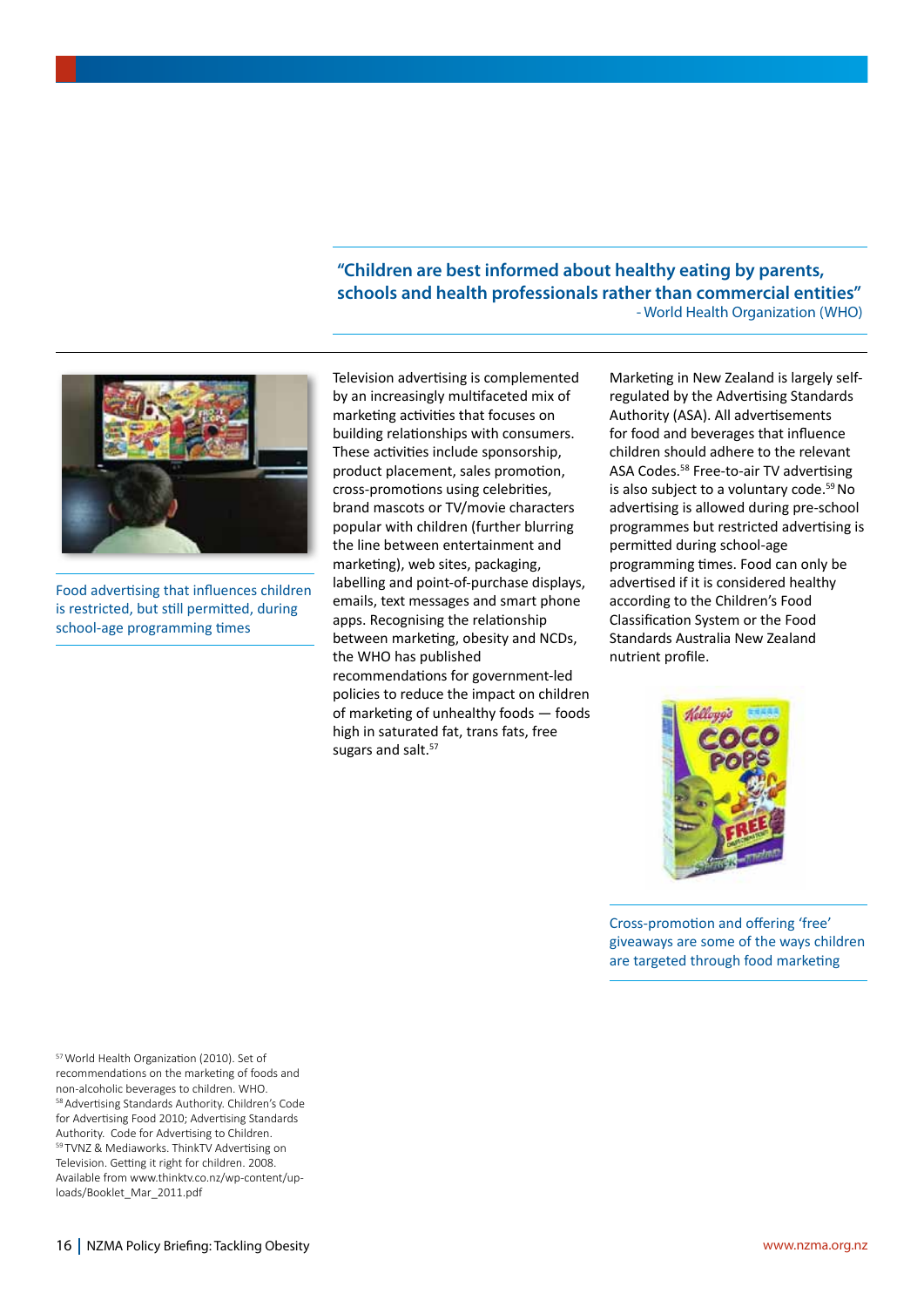> **“Children are best informed about healthy eating by parents, schools and health professionals rather than commercial entities”**
> - World Health Organization (WHO)

Food advertising that influences children is restricted, but still permitted, during school-age programming times

Television advertising is complemented by an increasingly multifaceted mix of marketing activities that focuses on building relationships with consumers. These activities include sponsorship, product placement, sales promotion, cross-promotions using celebrities, brand mascots or TV/movie characters popular with children (further blurring the line between entertainment and marketing), web sites, packaging, labelling and point-of-purchase displays, emails, text messages and smart phone apps. Recognising the relationship between marketing, obesity and NCDs, the WHO has published recommendations for government-led policies to reduce the impact on children of marketing of unhealthy foods — foods high in saturated fat, trans fats, free sugars and salt.[57]

Marketing in New Zealand is largely self-regulated by the Advertising Standards Authority (ASA). All advertisements for food and beverages that influence children should adhere to the relevant ASA Codes.[58] Free-to-air TV advertising is also subject to a voluntary code.[59] No advertising is allowed during pre-school programmes but restricted advertising is permitted during school-age programming times. Food can only be advertised if it is considered healthy according to the Children’s Food Classification System or the Food Standards Australia New Zealand nutrient profile.

Cross-promotion and offering ‘free’ giveaways are some of the ways children are targeted through food marketing

[57] World Health Organization (2010). Set of recommendations on the marketing of foods and non-alcoholic beverages to children. WHO.
[58] Advertising Standards Authority. Children’s Code for Advertising Food 2010; Advertising Standards Authority. Code for Advertising to Children.
[59] TVNZ & Mediaworks. ThinkTV Advertising on Television. Getting it right for children. 2008. Available from www.thinktv.co.nz/wp-content/uploads/Booklet_Mar_2011.pdf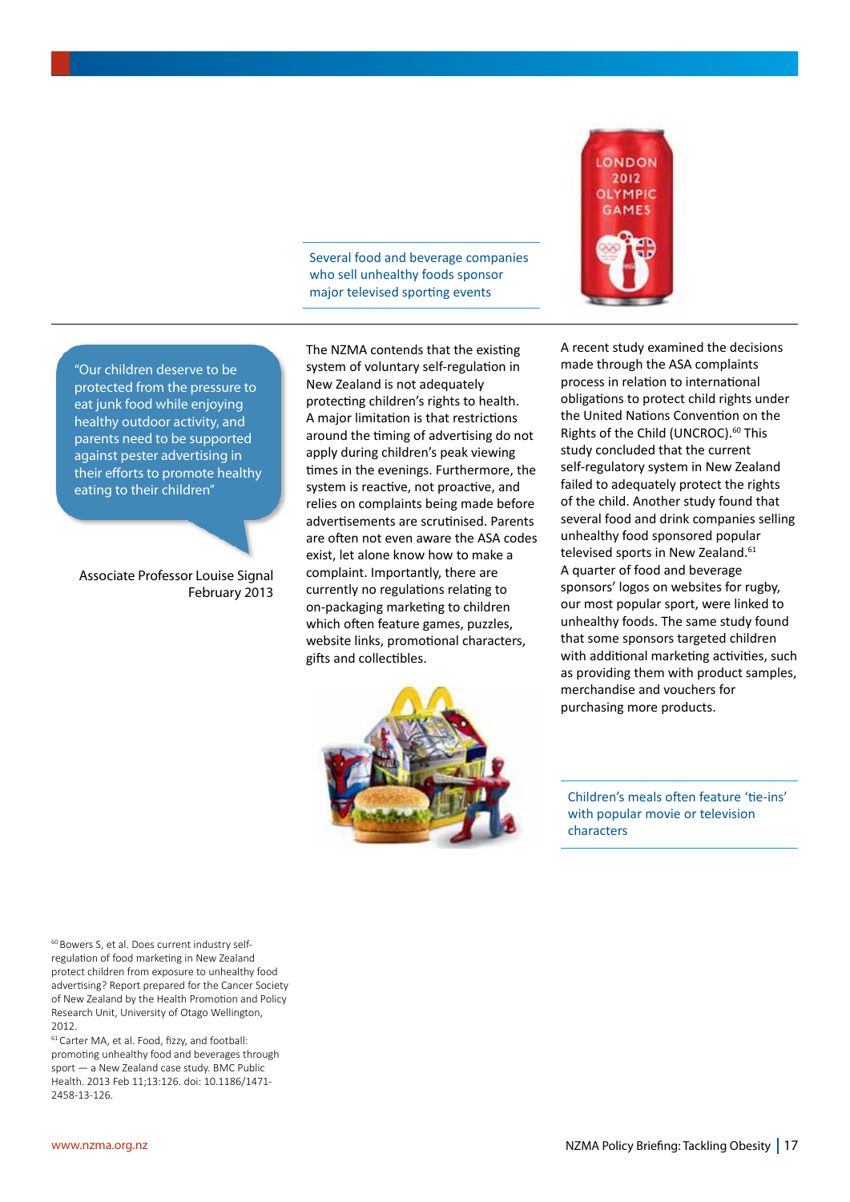Several food and beverage companies who sell unhealthy foods sponsor major televised sporting events

"Our children deserve to be protected from the pressure to eat junk food while enjoying healthy outdoor activity, and parents need to be supported against pester advertising in their efforts to promote healthy eating to their children"

Associate Professor Louise Signal
February 2013

The NZMA contends that the existing system of voluntary self-regulation in New Zealand is not adequately protecting children's rights to health. A major limitation is that restrictions around the timing of advertising do not apply during children's peak viewing times in the evenings. Furthermore, the system is reactive, not proactive, and relies on complaints being made before advertisements are scrutinised. Parents are often not even aware the ASA codes exist, let alone know how to make a complaint. Importantly, there are currently no regulations relating to on-packaging marketing to children which often feature games, puzzles, website links, promotional characters, gifts and collectibles.

A recent study examined the decisions made through the ASA complaints process in relation to international obligations to protect child rights under the United Nations Convention on the Rights of the Child (UNCROC).[60] This study concluded that the current self-regulatory system in New Zealand failed to adequately protect the rights of the child. Another study found that several food and drink companies selling unhealthy food sponsored popular televised sports in New Zealand.[61] A quarter of food and beverage sponsors' logos on websites for rugby, our most popular sport, were linked to unhealthy foods. The same study found that some sponsors targeted children with additional marketing activities, such as providing them with product samples, merchandise and vouchers for purchasing more products.

Children's meals often feature 'tie-ins' with popular movie or television characters

[60] Bowers S, et al. Does current industry self-regulation of food marketing in New Zealand protect children from exposure to unhealthy food advertising? Report prepared for the Cancer Society of New Zealand by the Health Promotion and Policy Research Unit, University of Otago Wellington, 2012.

[61] Carter MA, et al. Food, fizzy, and football: promoting unhealthy food and beverages through sport — a New Zealand case study. BMC Public Health. 2013 Feb 11;13:126. doi: 10.1186/1471-2458-13-126.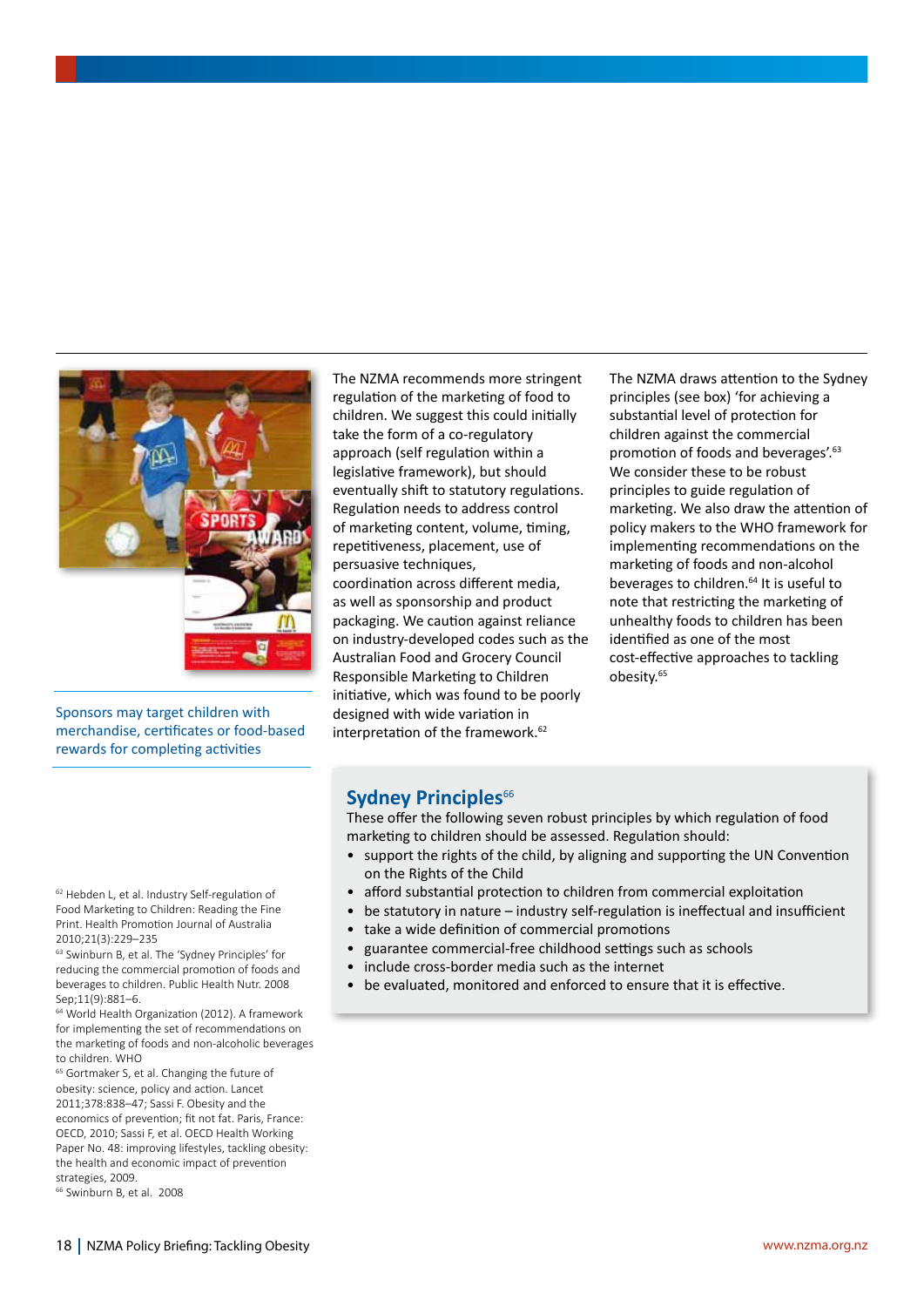Sponsors may target children with merchandise, certificates or food-based rewards for completing activities

The NZMA recommends more stringent regulation of the marketing of food to children. We suggest this could initially take the form of a co-regulatory approach (self regulation within a legislative framework), but should eventually shift to statutory regulations. Regulation needs to address control of marketing content, volume, timing, repetitiveness, placement, use of persuasive techniques, coordination across different media, as well as sponsorship and product packaging. We caution against reliance on industry-developed codes such as the Australian Food and Grocery Council Responsible Marketing to Children initiative, which was found to be poorly designed with wide variation in interpretation of the framework.[62]

The NZMA draws attention to the Sydney principles (see box) 'for achieving a substantial level of protection for children against the commercial promotion of foods and beverages'.[63] We consider these to be robust principles to guide regulation of marketing. We also draw the attention of policy makers to the WHO framework for implementing recommendations on the marketing of foods and non-alcohol beverages to children.[64] It is useful to note that restricting the marketing of unhealthy foods to children has been identified as one of the most cost-effective approaches to tackling obesity.[65]

## Sydney Principles[66]

These offer the following seven robust principles by which regulation of food marketing to children should be assessed. Regulation should:

- support the rights of the child, by aligning and supporting the UN Convention on the Rights of the Child
- afford substantial protection to children from commercial exploitation
- be statutory in nature – industry self-regulation is ineffectual and insufficient
- take a wide definition of commercial promotions
- guarantee commercial-free childhood settings such as schools
- include cross-border media such as the internet
- be evaluated, monitored and enforced to ensure that it is effective.

[62] Hebden L, et al. Industry Self-regulation of Food Marketing to Children: Reading the Fine Print. Health Promotion Journal of Australia 2010;21(3):229–235

[63] Swinburn B, et al. The 'Sydney Principles' for reducing the commercial promotion of foods and beverages to children. Public Health Nutr. 2008 Sep;11(9):881–6.

[64] World Health Organization (2012). A framework for implementing the set of recommendations on the marketing of foods and non-alcoholic beverages to children. WHO

[65] Gortmaker S, et al. Changing the future of obesity: science, policy and action. Lancet 2011;378:838–47; Sassi F. Obesity and the economics of prevention; fit not fat. Paris, France: OECD, 2010; Sassi F, et al. OECD Health Working Paper No. 48: improving lifestyles, tackling obesity: the health and economic impact of prevention strategies, 2009.

[66] Swinburn B, et al. 2008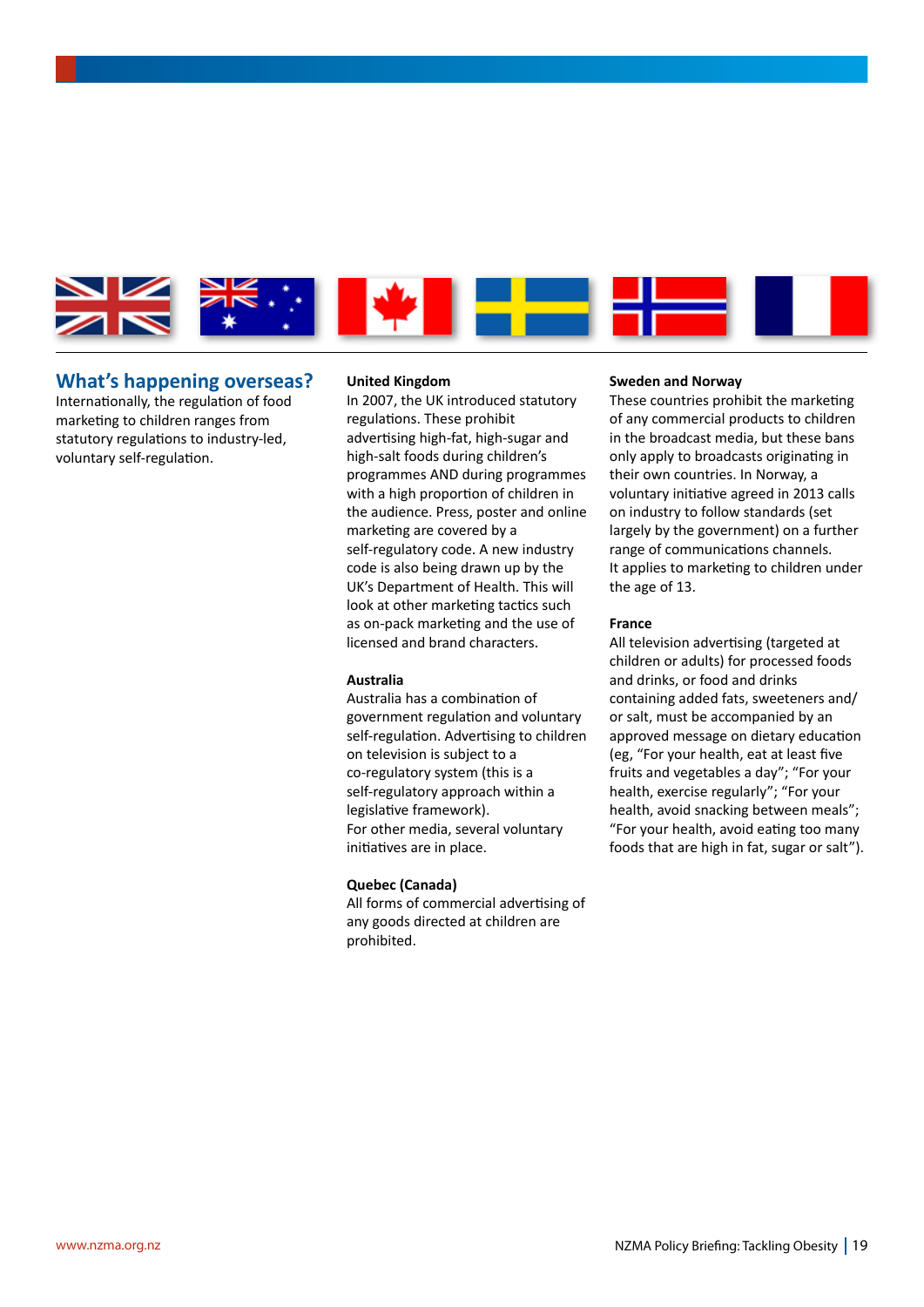## What's happening overseas?

Internationally, the regulation of food marketing to children ranges from statutory regulations to industry-led, voluntary self-regulation.

**United Kingdom**

In 2007, the UK introduced statutory regulations. These prohibit advertising high-fat, high-sugar and high-salt foods during children's programmes AND during programmes with a high proportion of children in the audience. Press, poster and online marketing are covered by a self-regulatory code. A new industry code is also being drawn up by the UK's Department of Health. This will look at other marketing tactics such as on-pack marketing and the use of licensed and brand characters.

**Australia**

Australia has a combination of government regulation and voluntary self-regulation. Advertising to children on television is subject to a co-regulatory system (this is a self-regulatory approach within a legislative framework).
For other media, several voluntary initiatives are in place.

**Quebec (Canada)**

All forms of commercial advertising of any goods directed at children are prohibited.

**Sweden and Norway**

These countries prohibit the marketing of any commercial products to children in the broadcast media, but these bans only apply to broadcasts originating in their own countries. In Norway, a voluntary initiative agreed in 2013 calls on industry to follow standards (set largely by the government) on a further range of communications channels.
It applies to marketing to children under the age of 13.

**France**

All television advertising (targeted at children or adults) for processed foods and drinks, or food and drinks containing added fats, sweeteners and/or salt, must be accompanied by an approved message on dietary education (eg, "For your health, eat at least five fruits and vegetables a day"; "For your health, exercise regularly"; "For your health, avoid snacking between meals"; "For your health, avoid eating too many foods that are high in fat, sugar or salt").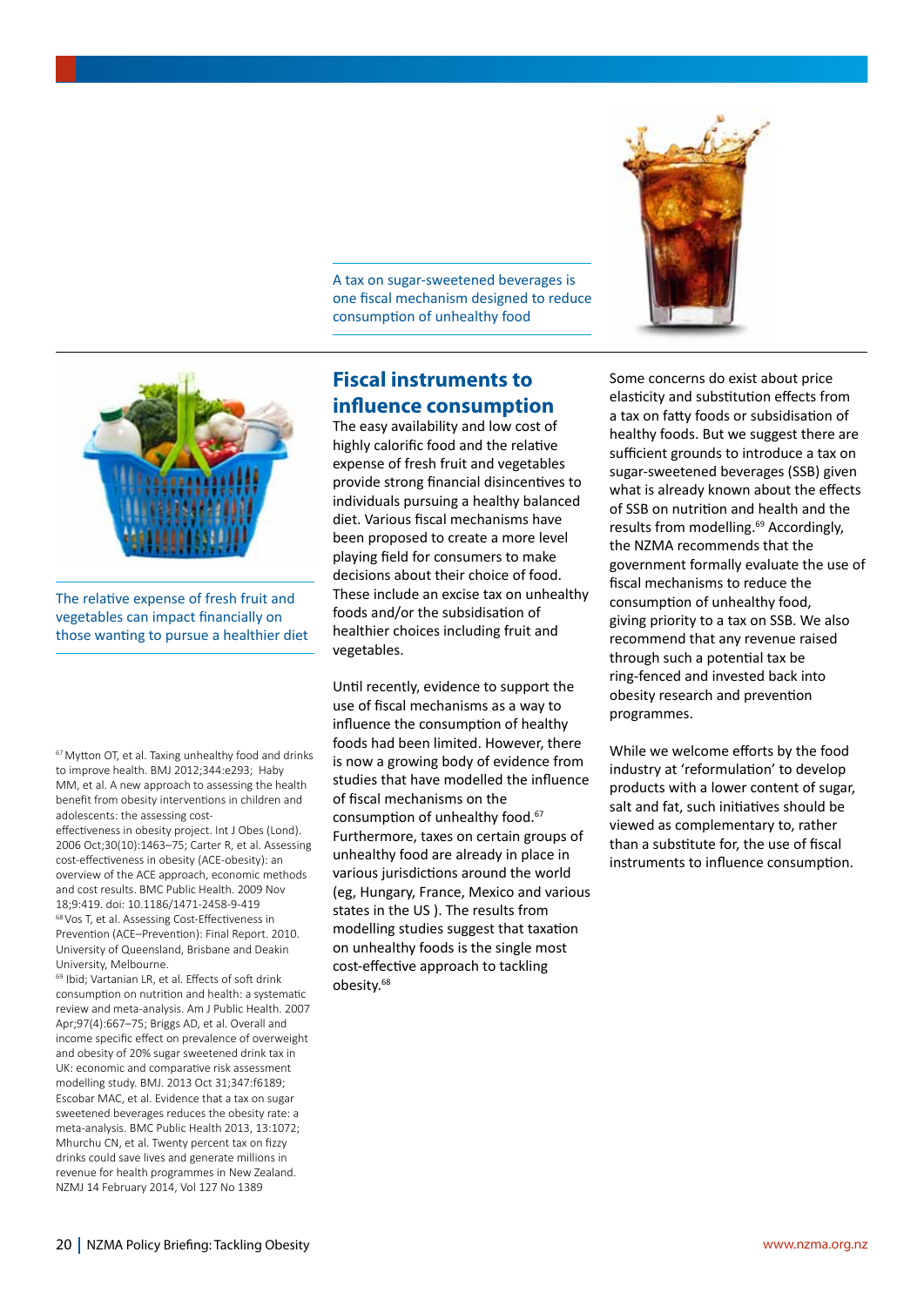A tax on sugar-sweetened beverages is one fiscal mechanism designed to reduce consumption of unhealthy food

The relative expense of fresh fruit and vegetables can impact financially on those wanting to pursue a healthier diet

## Fiscal instruments to influence consumption

The easy availability and low cost of highly calorific food and the relative expense of fresh fruit and vegetables provide strong financial disincentives to individuals pursuing a healthy balanced diet. Various fiscal mechanisms have been proposed to create a more level playing field for consumers to make decisions about their choice of food. These include an excise tax on unhealthy foods and/or the subsidisation of healthier choices including fruit and vegetables.

Until recently, evidence to support the use of fiscal mechanisms as a way to influence the consumption of healthy foods had been limited. However, there is now a growing body of evidence from studies that have modelled the influence of fiscal mechanisms on the consumption of unhealthy food.[67] Furthermore, taxes on certain groups of unhealthy food are already in place in various jurisdictions around the world (eg, Hungary, France, Mexico and various states in the US ). The results from modelling studies suggest that taxation on unhealthy foods is the single most cost-effective approach to tackling obesity.[68]

Some concerns do exist about price elasticity and substitution effects from a tax on fatty foods or subsidisation of healthy foods. But we suggest there are sufficient grounds to introduce a tax on sugar-sweetened beverages (SSB) given what is already known about the effects of SSB on nutrition and health and the results from modelling.[69] Accordingly, the NZMA recommends that the government formally evaluate the use of fiscal mechanisms to reduce the consumption of unhealthy food, giving priority to a tax on SSB. We also recommend that any revenue raised through such a potential tax be ring-fenced and invested back into obesity research and prevention programmes.

While we welcome efforts by the food industry at 'reformulation' to develop products with a lower content of sugar, salt and fat, such initiatives should be viewed as complementary to, rather than a substitute for, the use of fiscal instruments to influence consumption.

---

[67] Mytton OT, et al. Taxing unhealthy food and drinks to improve health. BMJ 2012;344:e293; Haby MM, et al. A new approach to assessing the health benefit from obesity interventions in children and adolescents: the assessing cost-effectiveness in obesity project. Int J Obes (Lond). 2006 Oct;30(10):1463–75; Carter R, et al. Assessing cost-effectiveness in obesity (ACE-obesity): an overview of the ACE approach, economic methods and cost results. BMC Public Health. 2009 Nov 18;9:419. doi: 10.1186/1471-2458-9-419

[68] Vos T, et al. Assessing Cost-Effectiveness in Prevention (ACE–Prevention): Final Report. 2010. University of Queensland, Brisbane and Deakin University, Melbourne.

[69] Ibid; Vartanian LR, et al. Effects of soft drink consumption on nutrition and health: a systematic review and meta-analysis. Am J Public Health. 2007 Apr;97(4):667–75; Briggs AD, et al. Overall and income specific effect on prevalence of overweight and obesity of 20% sugar sweetened drink tax in UK: economic and comparative risk assessment modelling study. BMJ. 2013 Oct 31;347:f6189; Escobar MAC, et al. Evidence that a tax on sugar sweetened beverages reduces the obesity rate: a meta-analysis. BMC Public Health 2013, 13:1072; Mhurchu CN, et al. Twenty percent tax on fizzy drinks could save lives and generate millions in revenue for health programmes in New Zealand. NZMJ 14 February 2014, Vol 127 No 1389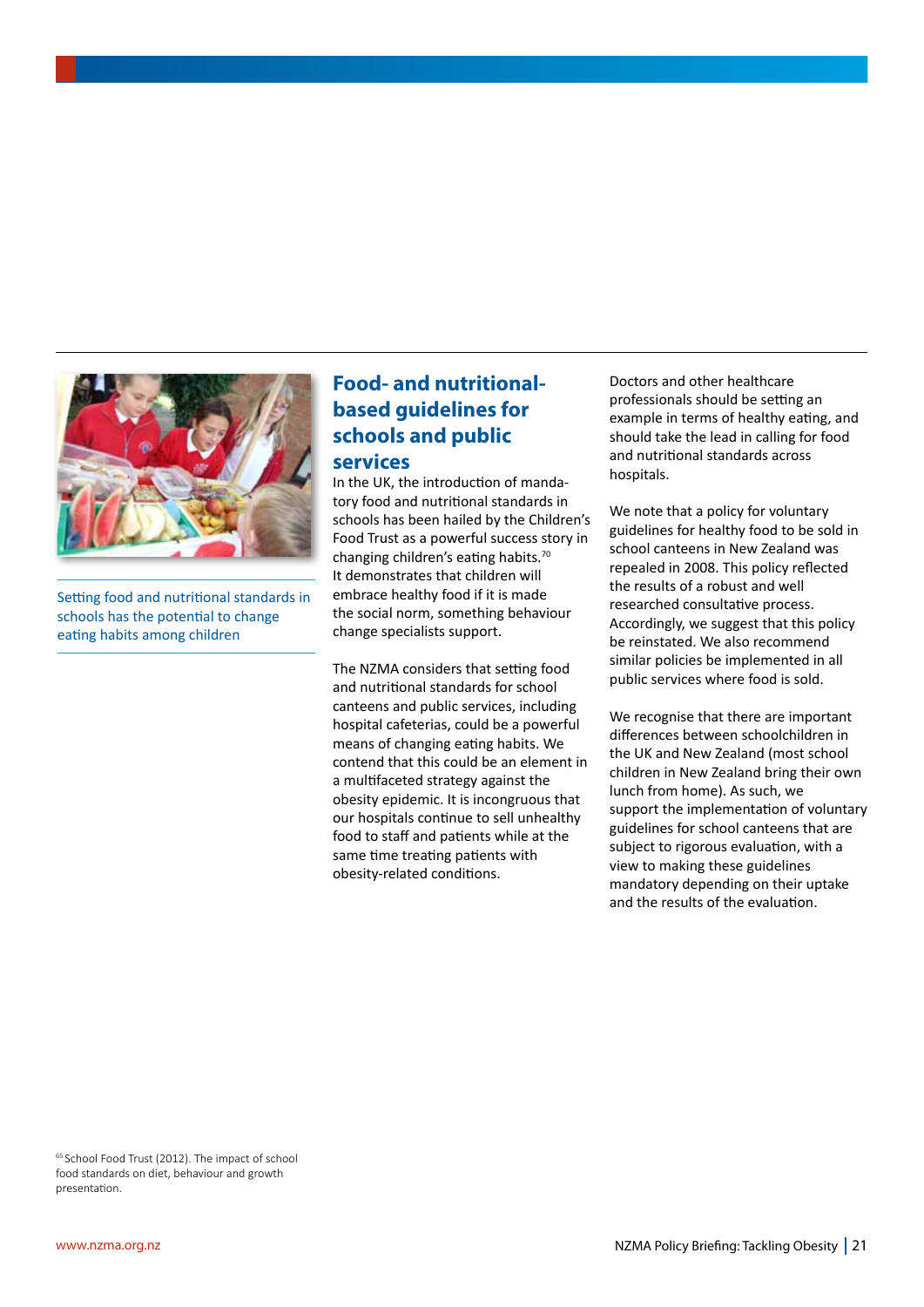Setting food and nutritional standards in schools has the potential to change eating habits among children

## Food- and nutritional-based guidelines for schools and public services

In the UK, the introduction of mandatory food and nutritional standards in schools has been hailed by the Children's Food Trust as a powerful success story in changing children's eating habits.[70] It demonstrates that children will embrace healthy food if it is made the social norm, something behaviour change specialists support.

The NZMA considers that setting food and nutritional standards for school canteens and public services, including hospital cafeterias, could be a powerful means of changing eating habits. We contend that this could be an element in a multifaceted strategy against the obesity epidemic. It is incongruous that our hospitals continue to sell unhealthy food to staff and patients while at the same time treating patients with obesity-related conditions.

Doctors and other healthcare professionals should be setting an example in terms of healthy eating, and should take the lead in calling for food and nutritional standards across hospitals.

We note that a policy for voluntary guidelines for healthy food to be sold in school canteens in New Zealand was repealed in 2008. This policy reflected the results of a robust and well researched consultative process. Accordingly, we suggest that this policy be reinstated. We also recommend similar policies be implemented in all public services where food is sold.

We recognise that there are important differences between schoolchildren in the UK and New Zealand (most school children in New Zealand bring their own lunch from home). As such, we support the implementation of voluntary guidelines for school canteens that are subject to rigorous evaluation, with a view to making these guidelines mandatory depending on their uptake and the results of the evaluation.

[65] School Food Trust (2012). The impact of school food standards on diet, behaviour and growth presentation.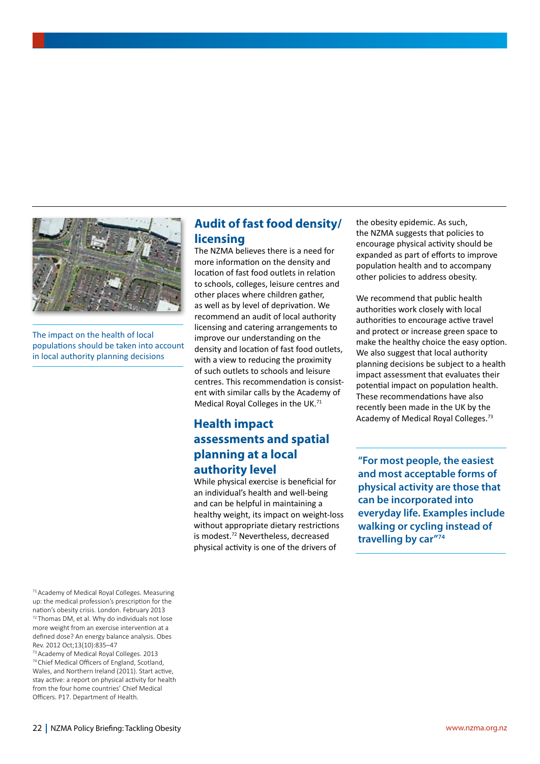The impact on the health of local populations should be taken into account in local authority planning decisions

## Audit of fast food density/licensing

The NZMA believes there is a need for more information on the density and location of fast food outlets in relation to schools, colleges, leisure centres and other places where children gather, as well as by level of deprivation. We recommend an audit of local authority licensing and catering arrangements to improve our understanding on the density and location of fast food outlets, with a view to reducing the proximity of such outlets to schools and leisure centres. This recommendation is consistent with similar calls by the Academy of Medical Royal Colleges in the UK.[71]

## Health impact assessments and spatial planning at a local authority level

While physical exercise is beneficial for an individual's health and well-being and can be helpful in maintaining a healthy weight, its impact on weight-loss without appropriate dietary restrictions is modest.[72] Nevertheless, decreased physical activity is one of the drivers of the obesity epidemic. As such, the NZMA suggests that policies to encourage physical activity should be expanded as part of efforts to improve population health and to accompany other policies to address obesity.

We recommend that public health authorities work closely with local authorities to encourage active travel and protect or increase green space to make the healthy choice the easy option. We also suggest that local authority planning decisions be subject to a health impact assessment that evaluates their potential impact on population health. These recommendations have also recently been made in the UK by the Academy of Medical Royal Colleges.[73]

**"For most people, the easiest and most acceptable forms of physical activity are those that can be incorporated into everyday life. Examples include walking or cycling instead of travelling by car"[74]**

[71] Academy of Medical Royal Colleges. Measuring up: the medical profession's prescription for the nation's obesity crisis. London. February 2013

[72] Thomas DM, et al. Why do individuals not lose more weight from an exercise intervention at a defined dose? An energy balance analysis. Obes Rev. 2012 Oct;13(10):835–47

[73] Academy of Medical Royal Colleges. 2013

[74] Chief Medical Officers of England, Scotland, Wales, and Northern Ireland (2011). Start active, stay active: a report on physical activity for health from the four home countries' Chief Medical Officers. P17. Department of Health.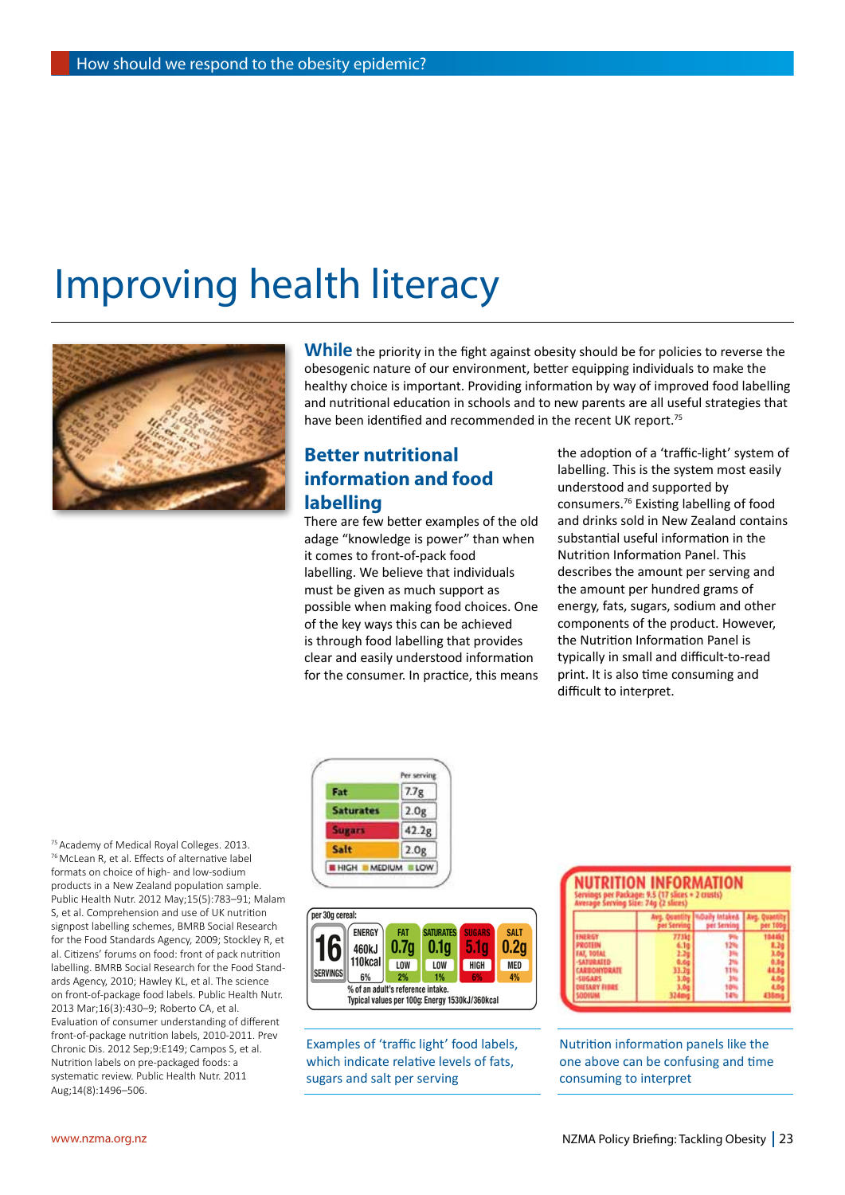# Improving health literacy

**While** the priority in the fight against obesity should be for policies to reverse the obesogenic nature of our environment, better equipping individuals to make the healthy choice is important. Providing information by way of improved food labelling and nutritional education in schools and to new parents are all useful strategies that have been identified and recommended in the recent UK report.[75]

## Better nutritional information and food labelling

There are few better examples of the old adage "knowledge is power" than when it comes to front-of-pack food labelling. We believe that individuals must be given as much support as possible when making food choices. One of the key ways this can be achieved is through food labelling that provides clear and easily understood information for the consumer. In practice, this means the adoption of a 'traffic-light' system of labelling. This is the system most easily understood and supported by consumers.[76] Existing labelling of food and drinks sold in New Zealand contains substantial useful information in the Nutrition Information Panel. This describes the amount per serving and the amount per hundred grams of energy, fats, sugars, sodium and other components of the product. However, the Nutrition Information Panel is typically in small and difficult-to-read print. It is also time consuming and difficult to interpret.

Examples of 'traffic light' food labels, which indicate relative levels of fats, sugars and salt per serving

Nutrition information panels like the one above can be confusing and time consuming to interpret

[75] Academy of Medical Royal Colleges. 2013.
[76] McLean R, et al. Effects of alternative label formats on choice of high- and low-sodium products in a New Zealand population sample. Public Health Nutr. 2012 May;15(5):783–91; Malam S, et al. Comprehension and use of UK nutrition signpost labelling schemes, BMRB Social Research for the Food Standards Agency, 2009; Stockley R, et al. Citizens' forums on food: front of pack nutrition labelling. BMRB Social Research for the Food Standards Agency, 2010; Hawley KL, et al. The science on front-of-package food labels. Public Health Nutr. 2013 Mar;16(3):430–9; Roberto CA, et al. Evaluation of consumer understanding of different front-of-package nutrition labels, 2010-2011. Prev Chronic Dis. 2012 Sep;9:E149; Campos S, et al. Nutrition labels on pre-packaged foods: a systematic review. Public Health Nutr. 2011 Aug;14(8):1496–506.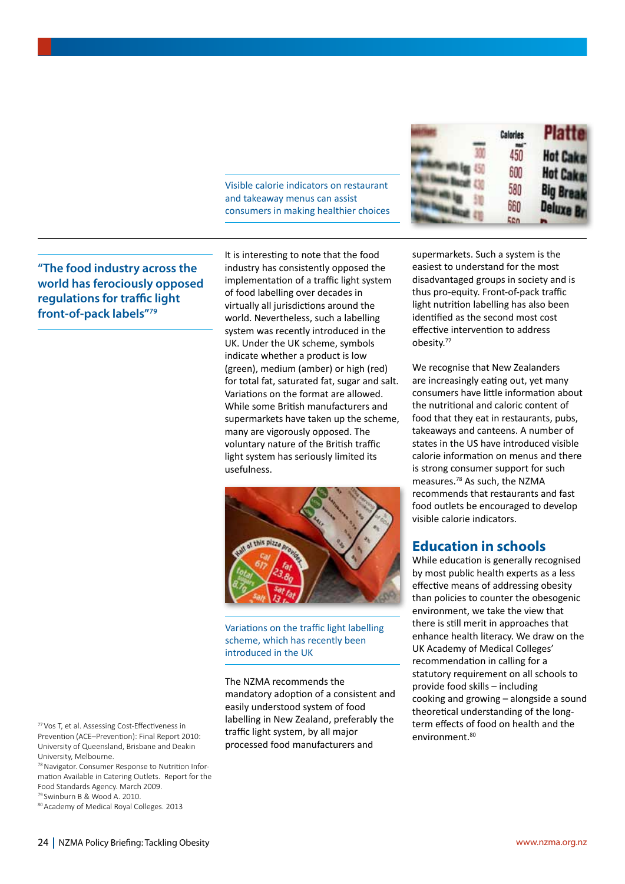Visible calorie indicators on restaurant and takeaway menus can assist consumers in making healthier choices

"The food industry across the world has ferociously opposed regulations for traffic light front-of-pack labels"[79]

It is interesting to note that the food industry has consistently opposed the implementation of a traffic light system of food labelling over decades in virtually all jurisdictions around the world. Nevertheless, such a labelling system was recently introduced in the UK. Under the UK scheme, symbols indicate whether a product is low (green), medium (amber) or high (red) for total fat, saturated fat, sugar and salt. Variations on the format are allowed. While some British manufacturers and supermarkets have taken up the scheme, many are vigorously opposed. The voluntary nature of the British traffic light system has seriously limited its usefulness.

Variations on the traffic light labelling scheme, which has recently been introduced in the UK

The NZMA recommends the mandatory adoption of a consistent and easily understood system of food labelling in New Zealand, preferably the traffic light system, by all major processed food manufacturers and supermarkets. Such a system is the easiest to understand for the most disadvantaged groups in society and is thus pro-equity. Front-of-pack traffic light nutrition labelling has also been identified as the second most cost effective intervention to address obesity.[77]

We recognise that New Zealanders are increasingly eating out, yet many consumers have little information about the nutritional and caloric content of food that they eat in restaurants, pubs, takeaways and canteens. A number of states in the US have introduced visible calorie information on menus and there is strong consumer support for such measures.[78] As such, the NZMA recommends that restaurants and fast food outlets be encouraged to develop visible calorie indicators.

## Education in schools

While education is generally recognised by most public health experts as a less effective means of addressing obesity than policies to counter the obesogenic environment, we take the view that there is still merit in approaches that enhance health literacy. We draw on the UK Academy of Medical Colleges' recommendation in calling for a statutory requirement on all schools to provide food skills – including cooking and growing – alongside a sound theoretical understanding of the long-term effects of food on health and the environment.[80]

[77] Vos T, et al. Assessing Cost-Effectiveness in Prevention (ACE–Prevention): Final Report 2010: University of Queensland, Brisbane and Deakin University, Melbourne.
[78] Navigator. Consumer Response to Nutrition Information Available in Catering Outlets. Report for the Food Standards Agency. March 2009.
[79] Swinburn B & Wood A. 2010.
[80] Academy of Medical Royal Colleges. 2013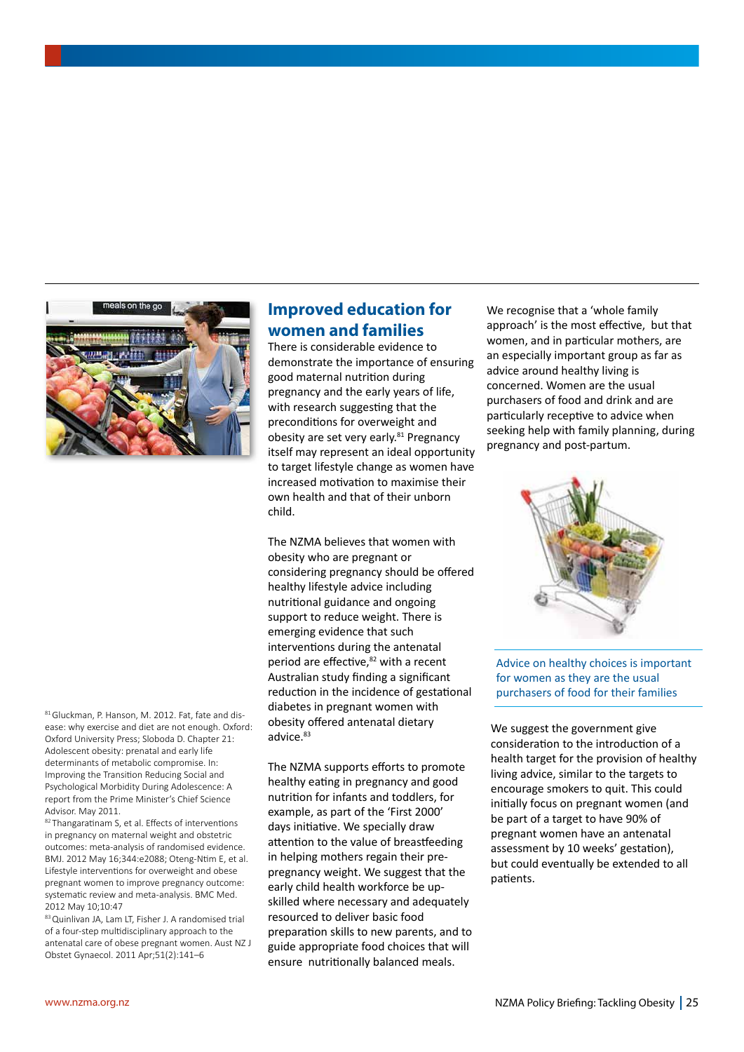## Improved education for women and families

There is considerable evidence to demonstrate the importance of ensuring good maternal nutrition during pregnancy and the early years of life, with research suggesting that the preconditions for overweight and obesity are set very early.[81] Pregnancy itself may represent an ideal opportunity to target lifestyle change as women have increased motivation to maximise their own health and that of their unborn child.

The NZMA believes that women with obesity who are pregnant or considering pregnancy should be offered healthy lifestyle advice including nutritional guidance and ongoing support to reduce weight. There is emerging evidence that such interventions during the antenatal period are effective,[82] with a recent Australian study finding a significant reduction in the incidence of gestational diabetes in pregnant women with obesity offered antenatal dietary advice.[83]

The NZMA supports efforts to promote healthy eating in pregnancy and good nutrition for infants and toddlers, for example, as part of the 'First 2000' days initiative. We specially draw attention to the value of breastfeeding in helping mothers regain their pre-pregnancy weight. We suggest that the early child health workforce be up-skilled where necessary and adequately resourced to deliver basic food preparation skills to new parents, and to guide appropriate food choices that will ensure nutritionally balanced meals.

We recognise that a 'whole family approach' is the most effective, but that women, and in particular mothers, are an especially important group as far as advice around healthy living is concerned. Women are the usual purchasers of food and drink and are particularly receptive to advice when seeking help with family planning, during pregnancy and post-partum.

Advice on healthy choices is important for women as they are the usual purchasers of food for their families

We suggest the government give consideration to the introduction of a health target for the provision of healthy living advice, similar to the targets to encourage smokers to quit. This could initially focus on pregnant women (and be part of a target to have 90% of pregnant women have an antenatal assessment by 10 weeks' gestation), but could eventually be extended to all patients.

[81] Gluckman, P. Hanson, M. 2012. Fat, fate and disease: why exercise and diet are not enough. Oxford: Oxford University Press; Sloboda D. Chapter 21: Adolescent obesity: prenatal and early life determinants of metabolic compromise. In: Improving the Transition Reducing Social and Psychological Morbidity During Adolescence: A report from the Prime Minister's Chief Science Advisor. May 2011.

[82] Thangaratinam S, et al. Effects of interventions in pregnancy on maternal weight and obstetric outcomes: meta-analysis of randomised evidence. BMJ. 2012 May 16;344:e2088; Oteng-Ntim E, et al. Lifestyle interventions for overweight and obese pregnant women to improve pregnancy outcome: systematic review and meta-analysis. BMC Med. 2012 May 10;10:47

[83] Quinlivan JA, Lam LT, Fisher J. A randomised trial of a four-step multidisciplinary approach to the antenatal care of obese pregnant women. Aust NZ J Obstet Gynaecol. 2011 Apr;51(2):141–6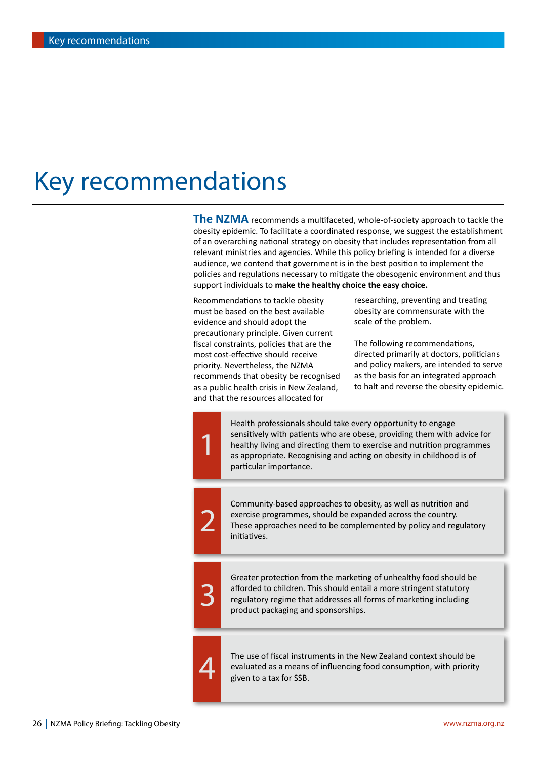# Key recommendations

**The NZMA** recommends a multifaceted, whole-of-society approach to tackle the obesity epidemic. To facilitate a coordinated response, we suggest the establishment of an overarching national strategy on obesity that includes representation from all relevant ministries and agencies. While this policy briefing is intended for a diverse audience, we contend that government is in the best position to implement the policies and regulations necessary to mitigate the obesogenic environment and thus support individuals to **make the healthy choice the easy choice.**

Recommendations to tackle obesity must be based on the best available evidence and should adopt the precautionary principle. Given current fiscal constraints, policies that are the most cost-effective should receive priority. Nevertheless, the NZMA recommends that obesity be recognised as a public health crisis in New Zealand, and that the resources allocated for researching, preventing and treating obesity are commensurate with the scale of the problem.

The following recommendations, directed primarily at doctors, politicians and policy makers, are intended to serve as the basis for an integrated approach to halt and reverse the obesity epidemic.

1. Health professionals should take every opportunity to engage sensitively with patients who are obese, providing them with advice for healthy living and directing them to exercise and nutrition programmes as appropriate. Recognising and acting on obesity in childhood is of particular importance.

2. Community-based approaches to obesity, as well as nutrition and exercise programmes, should be expanded across the country. These approaches need to be complemented by policy and regulatory initiatives.

3. Greater protection from the marketing of unhealthy food should be afforded to children. This should entail a more stringent statutory regulatory regime that addresses all forms of marketing including product packaging and sponsorships.

4. The use of fiscal instruments in the New Zealand context should be evaluated as a means of influencing food consumption, with priority given to a tax for SSB.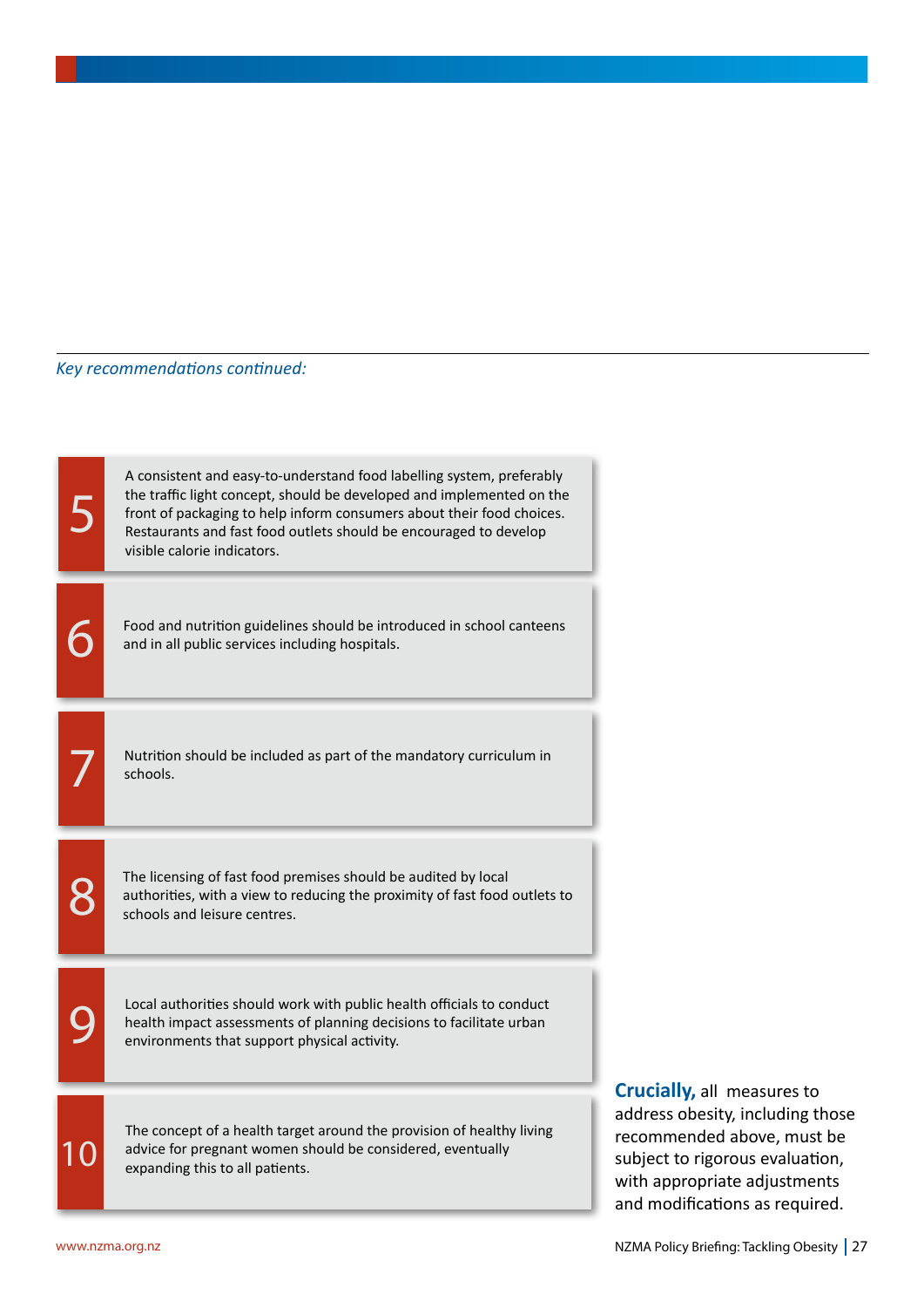*Key recommendations continued:*

5. A consistent and easy-to-understand food labelling system, preferably the traffic light concept, should be developed and implemented on the front of packaging to help inform consumers about their food choices. Restaurants and fast food outlets should be encouraged to develop visible calorie indicators.

6. Food and nutrition guidelines should be introduced in school canteens and in all public services including hospitals.

7. Nutrition should be included as part of the mandatory curriculum in schools.

8. The licensing of fast food premises should be audited by local authorities, with a view to reducing the proximity of fast food outlets to schools and leisure centres.

9. Local authorities should work with public health officials to conduct health impact assessments of planning decisions to facilitate urban environments that support physical activity.

10. The concept of a health target around the provision of healthy living advice for pregnant women should be considered, eventually expanding this to all patients.

**Crucially,** all measures to address obesity, including those recommended above, must be subject to rigorous evaluation, with appropriate adjustments and modifications as required.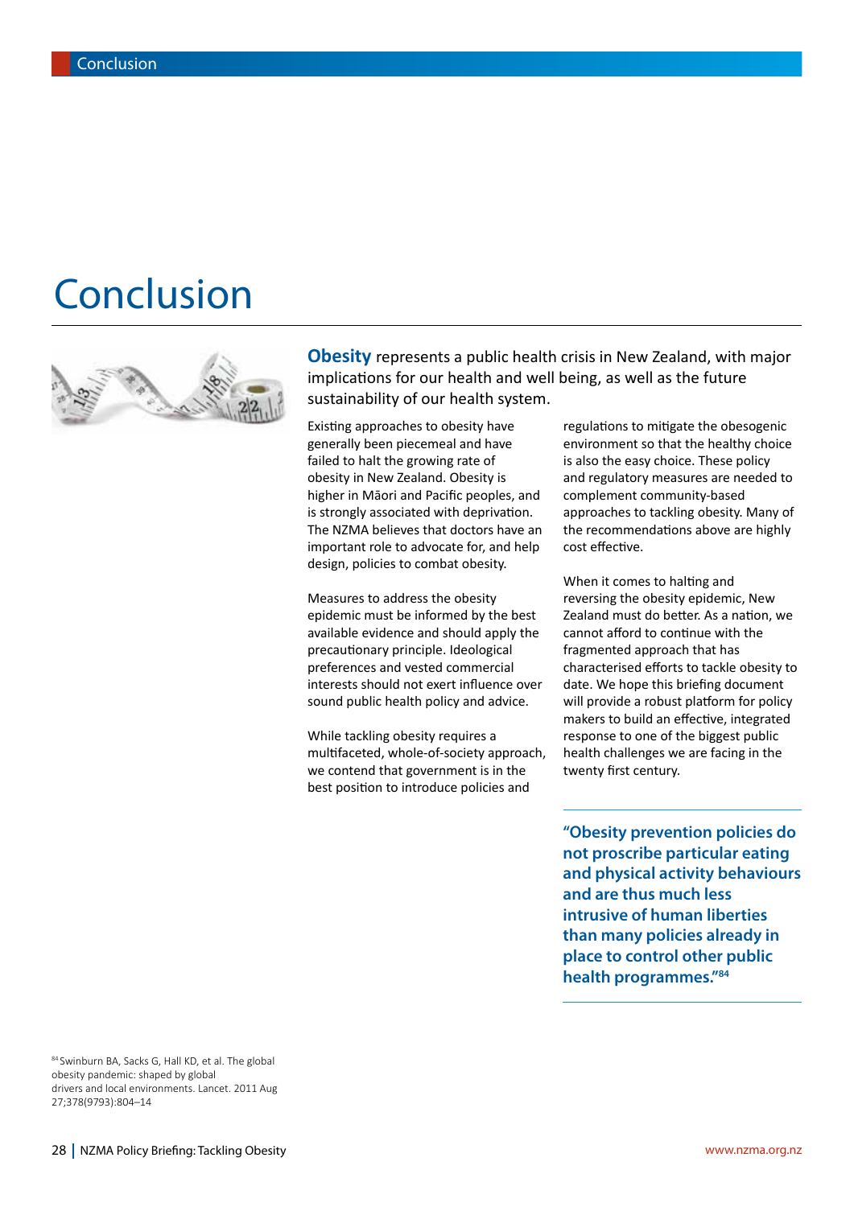# Conclusion

**Obesity** represents a public health crisis in New Zealand, with major implications for our health and well being, as well as the future sustainability of our health system.

Existing approaches to obesity have generally been piecemeal and have failed to halt the growing rate of obesity in New Zealand. Obesity is higher in Māori and Pacific peoples, and is strongly associated with deprivation. The NZMA believes that doctors have an important role to advocate for, and help design, policies to combat obesity.

Measures to address the obesity epidemic must be informed by the best available evidence and should apply the precautionary principle. Ideological preferences and vested commercial interests should not exert influence over sound public health policy and advice.

While tackling obesity requires a multifaceted, whole-of-society approach, we contend that government is in the best position to introduce policies and regulations to mitigate the obesogenic environment so that the healthy choice is also the easy choice. These policy and regulatory measures are needed to complement community-based approaches to tackling obesity. Many of the recommendations above are highly cost effective.

When it comes to halting and reversing the obesity epidemic, New Zealand must do better. As a nation, we cannot afford to continue with the fragmented approach that has characterised efforts to tackle obesity to date. We hope this briefing document will provide a robust platform for policy makers to build an effective, integrated response to one of the biggest public health challenges we are facing in the twenty first century.

> **"Obesity prevention policies do not proscribe particular eating and physical activity behaviours and are thus much less intrusive of human liberties than many policies already in place to control other public health programmes."[84]**

[84] Swinburn BA, Sacks G, Hall KD, et al. The global obesity pandemic: shaped by global drivers and local environments. Lancet. 2011 Aug 27;378(9793):804–14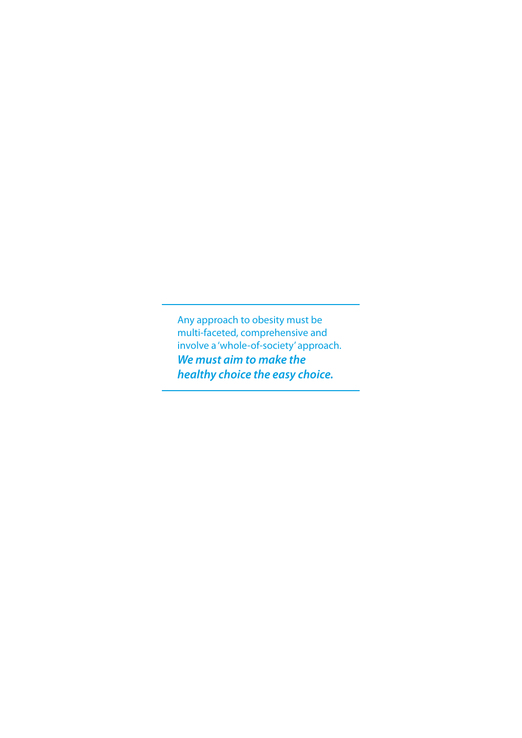Any approach to obesity must be multi-faceted, comprehensive and involve a 'whole-of-society' approach.

***We must aim to make the healthy choice the easy choice.***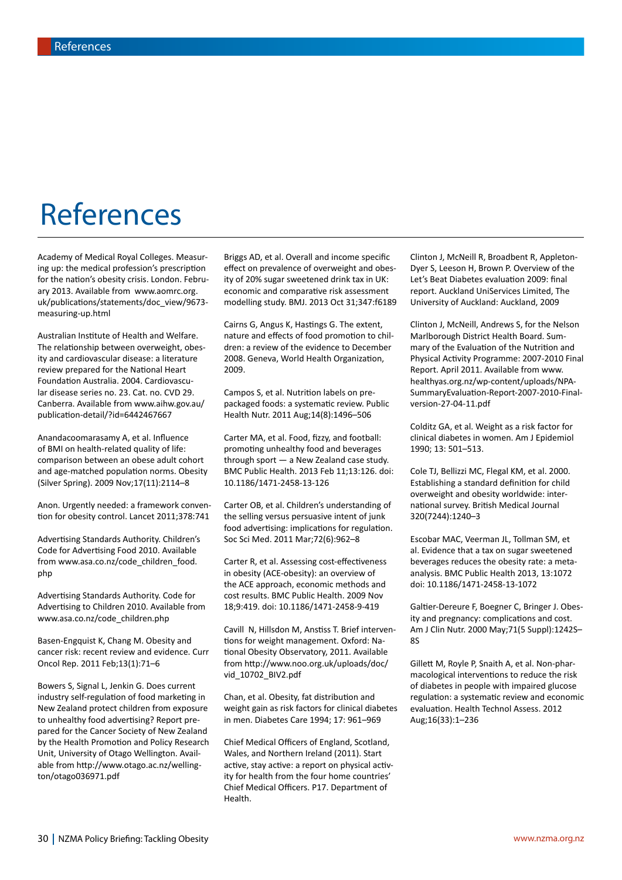# References

Academy of Medical Royal Colleges. Measuring up: the medical profession's prescription for the nation's obesity crisis. London. February 2013. Available from www.aomrc.org.uk/publications/statements/doc_view/9673-measuring-up.html

Australian Institute of Health and Welfare. The relationship between overweight, obesity and cardiovascular disease: a literature review prepared for the National Heart Foundation Australia. 2004. Cardiovascular disease series no. 23. Cat. no. CVD 29. Canberra. Available from www.aihw.gov.au/publication-detail/?id=6442467667

Anandacoomarasamy A, et al. Influence of BMI on health-related quality of life: comparison between an obese adult cohort and age-matched population norms. Obesity (Silver Spring). 2009 Nov;17(11):2114–8

Anon. Urgently needed: a framework convention for obesity control. Lancet 2011;378:741

Advertising Standards Authority. Children's Code for Advertising Food 2010. Available from www.asa.co.nz/code_children_food.php

Advertising Standards Authority. Code for Advertising to Children 2010. Available from www.asa.co.nz/code_children.php

Basen-Engquist K, Chang M. Obesity and cancer risk: recent review and evidence. Curr Oncol Rep. 2011 Feb;13(1):71–6

Bowers S, Signal L, Jenkin G. Does current industry self-regulation of food marketing in New Zealand protect children from exposure to unhealthy food advertising? Report prepared for the Cancer Society of New Zealand by the Health Promotion and Policy Research Unit, University of Otago Wellington. Available from http://www.otago.ac.nz/wellington/otago036971.pdf

Briggs AD, et al. Overall and income specific effect on prevalence of overweight and obesity of 20% sugar sweetened drink tax in UK: economic and comparative risk assessment modelling study. BMJ. 2013 Oct 31;347:f6189

Cairns G, Angus K, Hastings G. The extent, nature and effects of food promotion to children: a review of the evidence to December 2008. Geneva, World Health Organization, 2009.

Campos S, et al. Nutrition labels on pre-packaged foods: a systematic review. Public Health Nutr. 2011 Aug;14(8):1496–506

Carter MA, et al. Food, fizzy, and football: promoting unhealthy food and beverages through sport — a New Zealand case study. BMC Public Health. 2013 Feb 11;13:126. doi: 10.1186/1471-2458-13-126

Carter OB, et al. Children's understanding of the selling versus persuasive intent of junk food advertising: implications for regulation. Soc Sci Med. 2011 Mar;72(6):962–8

Carter R, et al. Assessing cost-effectiveness in obesity (ACE-obesity): an overview of the ACE approach, economic methods and cost results. BMC Public Health. 2009 Nov 18;9:419. doi: 10.1186/1471-2458-9-419

Cavill N, Hillsdon M, Anstiss T. Brief interventions for weight management. Oxford: National Obesity Observatory, 2011. Available from http://www.noo.org.uk/uploads/doc/vid_10702_BIV2.pdf

Chan, et al. Obesity, fat distribution and weight gain as risk factors for clinical diabetes in men. Diabetes Care 1994; 17: 961–969

Chief Medical Officers of England, Scotland, Wales, and Northern Ireland (2011). Start active, stay active: a report on physical activity for health from the four home countries' Chief Medical Officers. P17. Department of Health.

Clinton J, McNeill R, Broadbent R, Appleton-Dyer S, Leeson H, Brown P. Overview of the Let's Beat Diabetes evaluation 2009: final report. Auckland UniServices Limited, The University of Auckland: Auckland, 2009

Clinton J, McNeill, Andrews S, for the Nelson Marlborough District Health Board. Summary of the Evaluation of the Nutrition and Physical Activity Programme: 2007-2010 Final Report. April 2011. Available from www.healthyas.org.nz/wp-content/uploads/NPA-SummaryEvaluation-Report-2007-2010-Final-version-27-04-11.pdf

Colditz GA, et al. Weight as a risk factor for clinical diabetes in women. Am J Epidemiol 1990; 13: 501–513.

Cole TJ, Bellizzi MC, Flegal KM, et al. 2000. Establishing a standard definition for child overweight and obesity worldwide: international survey. British Medical Journal 320(7244):1240–3

Escobar MAC, Veerman JL, Tollman SM, et al. Evidence that a tax on sugar sweetened beverages reduces the obesity rate: a meta-analysis. BMC Public Health 2013, 13:1072 doi: 10.1186/1471-2458-13-1072

Galtier-Dereure F, Boegner C, Bringer J. Obesity and pregnancy: complications and cost. Am J Clin Nutr. 2000 May;71(5 Suppl):1242S–8S

Gillett M, Royle P, Snaith A, et al. Non-pharmacological interventions to reduce the risk of diabetes in people with impaired glucose regulation: a systematic review and economic evaluation. Health Technol Assess. 2012 Aug;16(33):1–236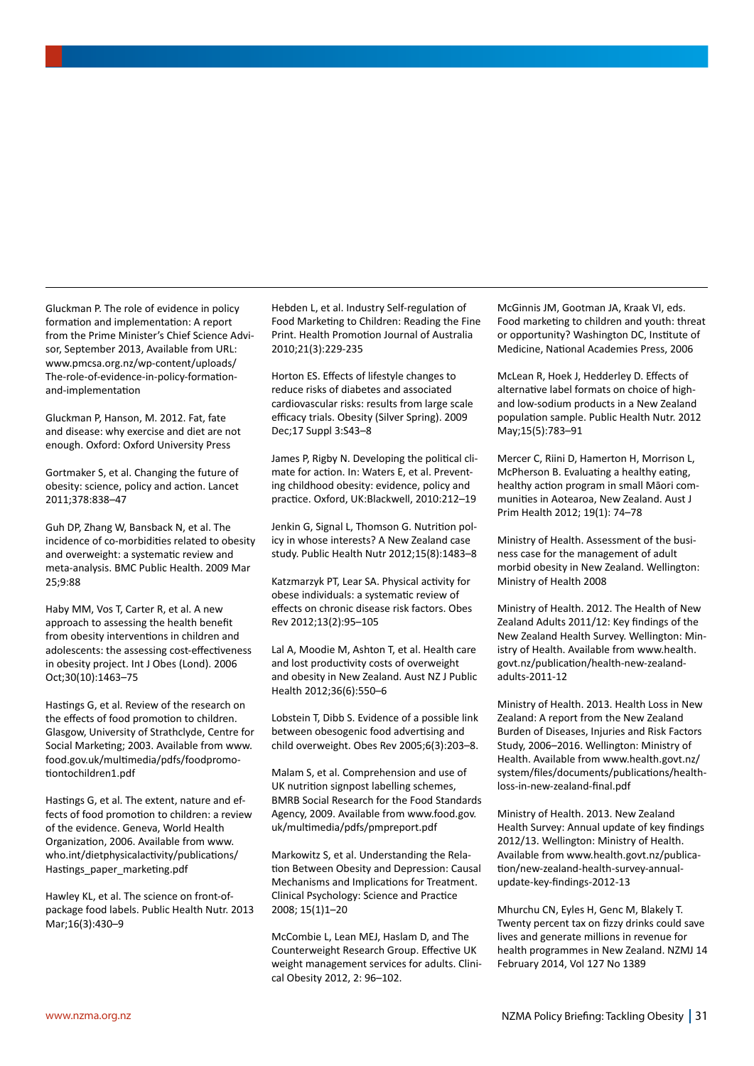Gluckman P. The role of evidence in policy formation and implementation: A report from the Prime Minister's Chief Science Advisor, September 2013, Available from URL: www.pmcsa.org.nz/wp-content/uploads/The-role-of-evidence-in-policy-formation-and-implementation

Gluckman P, Hanson, M. 2012. Fat, fate and disease: why exercise and diet are not enough. Oxford: Oxford University Press

Gortmaker S, et al. Changing the future of obesity: science, policy and action. Lancet 2011;378:838–47

Guh DP, Zhang W, Bansback N, et al. The incidence of co-morbidities related to obesity and overweight: a systematic review and meta-analysis. BMC Public Health. 2009 Mar 25;9:88

Haby MM, Vos T, Carter R, et al. A new approach to assessing the health benefit from obesity interventions in children and adolescents: the assessing cost-effectiveness in obesity project. Int J Obes (Lond). 2006 Oct;30(10):1463–75

Hastings G, et al. Review of the research on the effects of food promotion to children. Glasgow, University of Strathclyde, Centre for Social Marketing; 2003. Available from www.food.gov.uk/multimedia/pdfs/foodpromotiontochildren1.pdf

Hastings G, et al. The extent, nature and effects of food promotion to children: a review of the evidence. Geneva, World Health Organization, 2006. Available from www.who.int/dietphysicalactivity/publications/Hastings_paper_marketing.pdf

Hawley KL, et al. The science on front-of-package food labels. Public Health Nutr. 2013 Mar;16(3):430–9

Hebden L, et al. Industry Self-regulation of Food Marketing to Children: Reading the Fine Print. Health Promotion Journal of Australia 2010;21(3):229-235

Horton ES. Effects of lifestyle changes to reduce risks of diabetes and associated cardiovascular risks: results from large scale efficacy trials. Obesity (Silver Spring). 2009 Dec;17 Suppl 3:S43–8

James P, Rigby N. Developing the political climate for action. In: Waters E, et al. Preventing childhood obesity: evidence, policy and practice. Oxford, UK:Blackwell, 2010:212–19

Jenkin G, Signal L, Thomson G. Nutrition policy in whose interests? A New Zealand case study. Public Health Nutr 2012;15(8):1483–8

Katzmarzyk PT, Lear SA. Physical activity for obese individuals: a systematic review of effects on chronic disease risk factors. Obes Rev 2012;13(2):95–105

Lal A, Moodie M, Ashton T, et al. Health care and lost productivity costs of overweight and obesity in New Zealand. Aust NZ J Public Health 2012;36(6):550–6

Lobstein T, Dibb S. Evidence of a possible link between obesogenic food advertising and child overweight. Obes Rev 2005;6(3):203–8.

Malam S, et al. Comprehension and use of UK nutrition signpost labelling schemes, BMRB Social Research for the Food Standards Agency, 2009. Available from www.food.gov.uk/multimedia/pdfs/pmpreport.pdf

Markowitz S, et al. Understanding the Relation Between Obesity and Depression: Causal Mechanisms and Implications for Treatment. Clinical Psychology: Science and Practice 2008; 15(1)1–20

McCombie L, Lean MEJ, Haslam D, and The Counterweight Research Group. Effective UK weight management services for adults. Clinical Obesity 2012, 2: 96–102.

McGinnis JM, Gootman JA, Kraak VI, eds. Food marketing to children and youth: threat or opportunity? Washington DC, Institute of Medicine, National Academies Press, 2006

McLean R, Hoek J, Hedderley D. Effects of alternative label formats on choice of high- and low-sodium products in a New Zealand population sample. Public Health Nutr. 2012 May;15(5):783–91

Mercer C, Riini D, Hamerton H, Morrison L, McPherson B. Evaluating a healthy eating, healthy action program in small Māori communities in Aotearoa, New Zealand. Aust J Prim Health 2012; 19(1): 74–78

Ministry of Health. Assessment of the business case for the management of adult morbid obesity in New Zealand. Wellington: Ministry of Health 2008

Ministry of Health. 2012. The Health of New Zealand Adults 2011/12: Key findings of the New Zealand Health Survey. Wellington: Ministry of Health. Available from www.health.govt.nz/publication/health-new-zealand-adults-2011-12

Ministry of Health. 2013. Health Loss in New Zealand: A report from the New Zealand Burden of Diseases, Injuries and Risk Factors Study, 2006–2016. Wellington: Ministry of Health. Available from www.health.govt.nz/system/files/documents/publications/health-loss-in-new-zealand-final.pdf

Ministry of Health. 2013. New Zealand Health Survey: Annual update of key findings 2012/13. Wellington: Ministry of Health. Available from www.health.govt.nz/publication/new-zealand-health-survey-annual-update-key-findings-2012-13

Mhurchu CN, Eyles H, Genc M, Blakely T. Twenty percent tax on fizzy drinks could save lives and generate millions in revenue for health programmes in New Zealand. NZMJ 14 February 2014, Vol 127 No 1389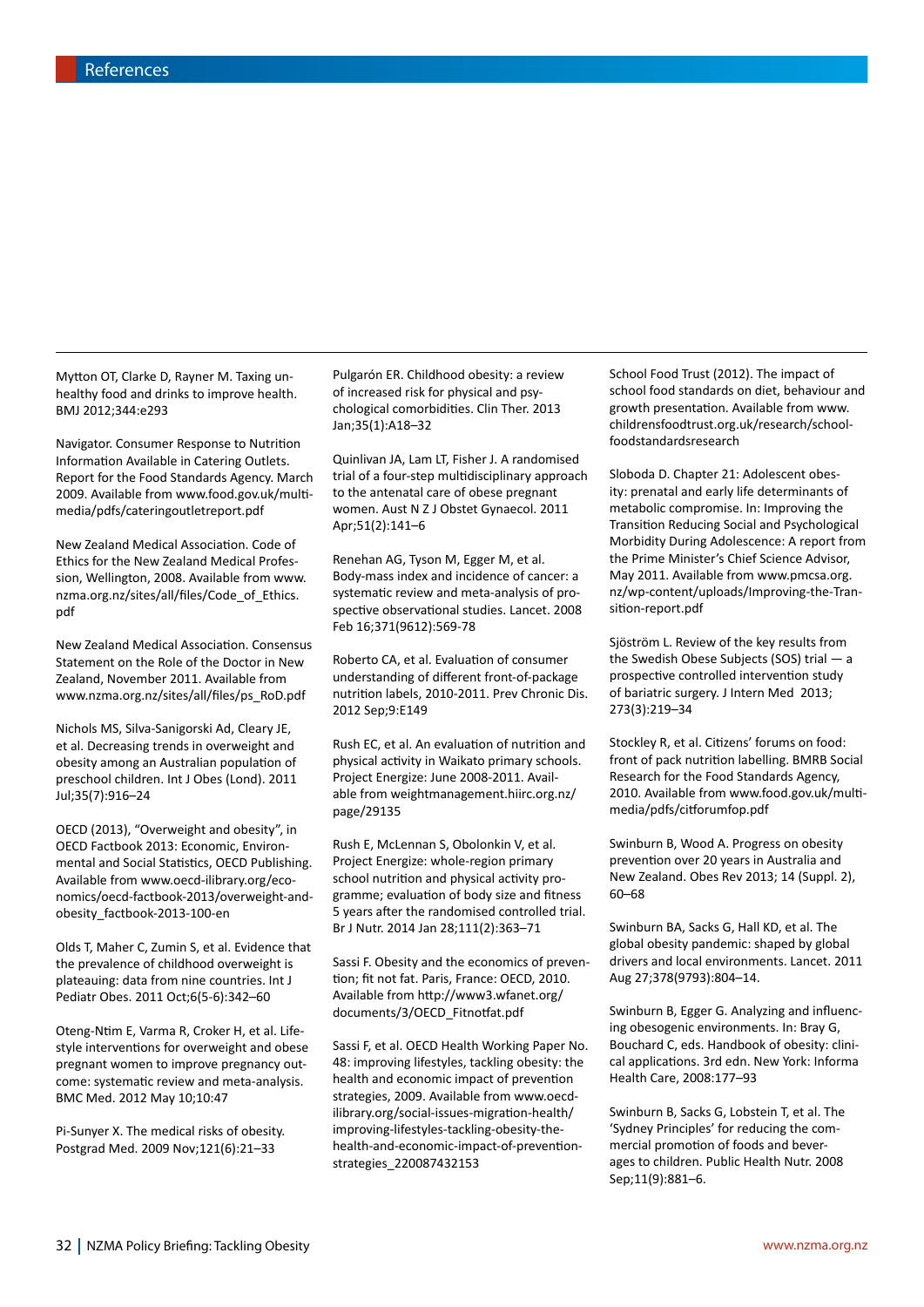# References

Mytton OT, Clarke D, Rayner M. Taxing unhealthy food and drinks to improve health. BMJ 2012;344:e293

Navigator. Consumer Response to Nutrition Information Available in Catering Outlets. Report for the Food Standards Agency. March 2009. Available from www.food.gov.uk/multimedia/pdfs/cateringoutletreport.pdf

New Zealand Medical Association. Code of Ethics for the New Zealand Medical Profession, Wellington, 2008. Available from www.nzma.org.nz/sites/all/files/Code_of_Ethics.pdf

New Zealand Medical Association. Consensus Statement on the Role of the Doctor in New Zealand, November 2011. Available from www.nzma.org.nz/sites/all/files/ps_RoD.pdf

Nichols MS, Silva-Sanigorski Ad, Cleary JE, et al. Decreasing trends in overweight and obesity among an Australian population of preschool children. Int J Obes (Lond). 2011 Jul;35(7):916–24

OECD (2013), "Overweight and obesity", in OECD Factbook 2013: Economic, Environmental and Social Statistics, OECD Publishing. Available from www.oecd-ilibrary.org/economics/oecd-factbook-2013/overweight-and-obesity_factbook-2013-100-en

Olds T, Maher C, Zumin S, et al. Evidence that the prevalence of childhood overweight is plateauing: data from nine countries. Int J Pediatr Obes. 2011 Oct;6(5-6):342–60

Oteng-Ntim E, Varma R, Croker H, et al. Lifestyle interventions for overweight and obese pregnant women to improve pregnancy outcome: systematic review and meta-analysis. BMC Med. 2012 May 10;10:47

Pi-Sunyer X. The medical risks of obesity. Postgrad Med. 2009 Nov;121(6):21–33

Pulgarón ER. Childhood obesity: a review of increased risk for physical and psychological comorbidities. Clin Ther. 2013 Jan;35(1):A18–32

Quinlivan JA, Lam LT, Fisher J. A randomised trial of a four-step multidisciplinary approach to the antenatal care of obese pregnant women. Aust N Z J Obstet Gynaecol. 2011 Apr;51(2):141–6

Renehan AG, Tyson M, Egger M, et al. Body-mass index and incidence of cancer: a systematic review and meta-analysis of prospective observational studies. Lancet. 2008 Feb 16;371(9612):569-78

Roberto CA, et al. Evaluation of consumer understanding of different front-of-package nutrition labels, 2010-2011. Prev Chronic Dis. 2012 Sep;9:E149

Rush EC, et al. An evaluation of nutrition and physical activity in Waikato primary schools. Project Energize: June 2008-2011. Available from weightmanagement.hiirc.org.nz/page/29135

Rush E, McLennan S, Obolonkin V, et al. Project Energize: whole-region primary school nutrition and physical activity programme; evaluation of body size and fitness 5 years after the randomised controlled trial. Br J Nutr. 2014 Jan 28;111(2):363–71

Sassi F. Obesity and the economics of prevention; fit not fat. Paris, France: OECD, 2010. Available from http://www3.wfanet.org/documents/3/OECD_Fitnotfat.pdf

Sassi F, et al. OECD Health Working Paper No. 48: improving lifestyles, tackling obesity: the health and economic impact of prevention strategies, 2009. Available from www.oecd-ilibrary.org/social-issues-migration-health/improving-lifestyles-tackling-obesity-the-health-and-economic-impact-of-prevention-strategies_220087432153

School Food Trust (2012). The impact of school food standards on diet, behaviour and growth presentation. Available from www.childrensfoodtrust.org.uk/research/school-foodstandardsresearch

Sloboda D. Chapter 21: Adolescent obesity: prenatal and early life determinants of metabolic compromise. In: Improving the Transition Reducing Social and Psychological Morbidity During Adolescence: A report from the Prime Minister's Chief Science Advisor, May 2011. Available from www.pmcsa.org.nz/wp-content/uploads/Improving-the-Transition-report.pdf

Sjöström L. Review of the key results from the Swedish Obese Subjects (SOS) trial — a prospective controlled intervention study of bariatric surgery. J Intern Med 2013; 273(3):219–34

Stockley R, et al. Citizens' forums on food: front of pack nutrition labelling. BMRB Social Research for the Food Standards Agency, 2010. Available from www.food.gov.uk/multimedia/pdfs/citforumfop.pdf

Swinburn B, Wood A. Progress on obesity prevention over 20 years in Australia and New Zealand. Obes Rev 2013; 14 (Suppl. 2), 60–68

Swinburn BA, Sacks G, Hall KD, et al. The global obesity pandemic: shaped by global drivers and local environments. Lancet. 2011 Aug 27;378(9793):804–14.

Swinburn B, Egger G. Analyzing and influencing obesogenic environments. In: Bray G, Bouchard C, eds. Handbook of obesity: clinical applications. 3rd edn. New York: Informa Health Care, 2008:177–93

Swinburn B, Sacks G, Lobstein T, et al. The 'Sydney Principles' for reducing the commercial promotion of foods and beverages to children. Public Health Nutr. 2008 Sep;11(9):881–6.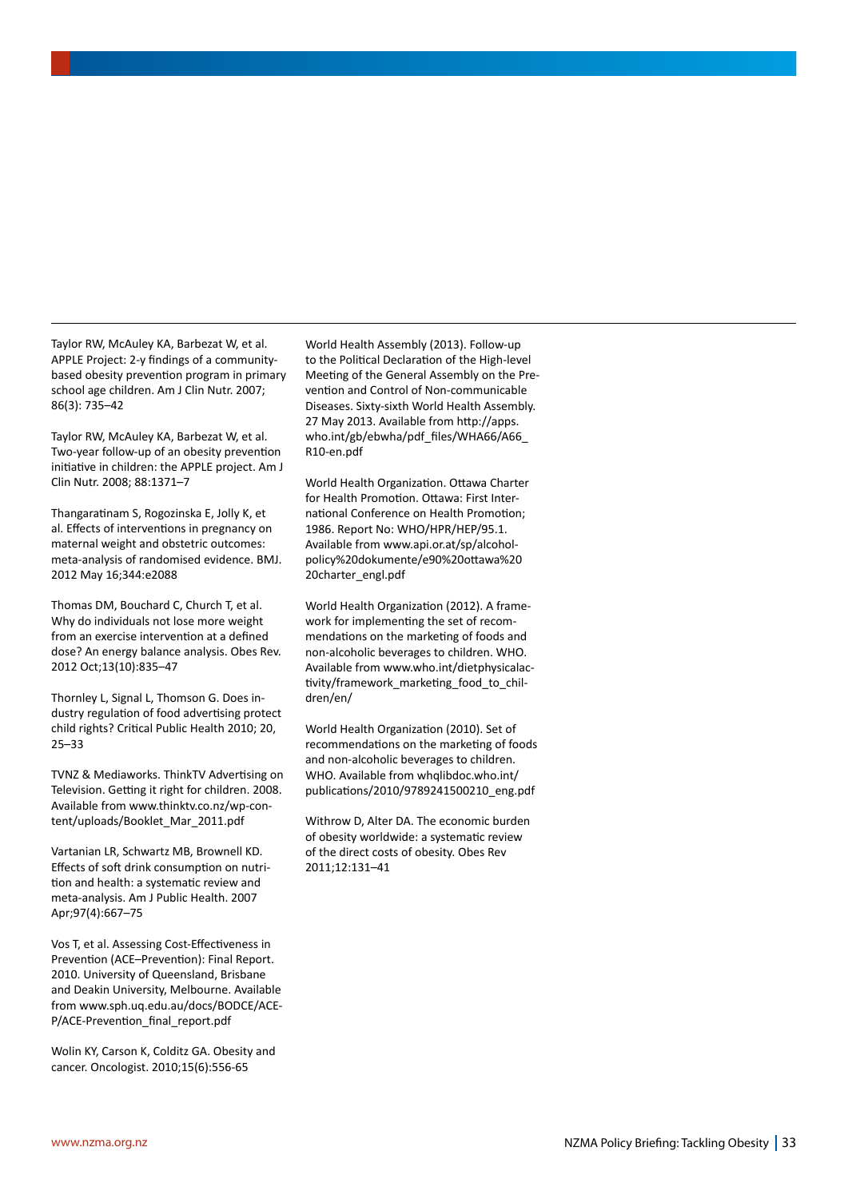Taylor RW, McAuley KA, Barbezat W, et al. APPLE Project: 2-y findings of a community-based obesity prevention program in primary school age children. Am J Clin Nutr. 2007; 86(3): 735–42

Taylor RW, McAuley KA, Barbezat W, et al. Two-year follow-up of an obesity prevention initiative in children: the APPLE project. Am J Clin Nutr. 2008; 88:1371–7

Thangaratinam S, Rogozinska E, Jolly K, et al. Effects of interventions in pregnancy on maternal weight and obstetric outcomes: meta-analysis of randomised evidence. BMJ. 2012 May 16;344:e2088

Thomas DM, Bouchard C, Church T, et al. Why do individuals not lose more weight from an exercise intervention at a defined dose? An energy balance analysis. Obes Rev. 2012 Oct;13(10):835–47

Thornley L, Signal L, Thomson G. Does industry regulation of food advertising protect child rights? Critical Public Health 2010; 20, 25–33

TVNZ & Mediaworks. ThinkTV Advertising on Television. Getting it right for children. 2008. Available from www.thinktv.co.nz/wp-content/uploads/Booklet_Mar_2011.pdf

Vartanian LR, Schwartz MB, Brownell KD. Effects of soft drink consumption on nutrition and health: a systematic review and meta-analysis. Am J Public Health. 2007 Apr;97(4):667–75

Vos T, et al. Assessing Cost-Effectiveness in Prevention (ACE–Prevention): Final Report. 2010. University of Queensland, Brisbane and Deakin University, Melbourne. Available from www.sph.uq.edu.au/docs/BODCE/ACE-P/ACE-Prevention_final_report.pdf

Wolin KY, Carson K, Colditz GA. Obesity and cancer. Oncologist. 2010;15(6):556-65

World Health Assembly (2013). Follow-up to the Political Declaration of the High-level Meeting of the General Assembly on the Prevention and Control of Non-communicable Diseases. Sixty-sixth World Health Assembly. 27 May 2013. Available from http://apps.who.int/gb/ebwha/pdf_files/WHA66/A66_R10-en.pdf

World Health Organization. Ottawa Charter for Health Promotion. Ottawa: First International Conference on Health Promotion; 1986. Report No: WHO/HPR/HEP/95.1. Available from www.api.or.at/sp/alcoholpolicy%20dokumente/e90%20ottawa%20
20charter_engl.pdf

World Health Organization (2012). A framework for implementing the set of recommendations on the marketing of foods and non-alcoholic beverages to children. WHO. Available from www.who.int/dietphysicalactivity/framework_marketing_food_to_children/en/

World Health Organization (2010). Set of recommendations on the marketing of foods and non-alcoholic beverages to children. WHO. Available from whqlibdoc.who.int/publications/2010/9789241500210_eng.pdf

Withrow D, Alter DA. The economic burden of obesity worldwide: a systematic review of the direct costs of obesity. Obes Rev 2011;12:131–41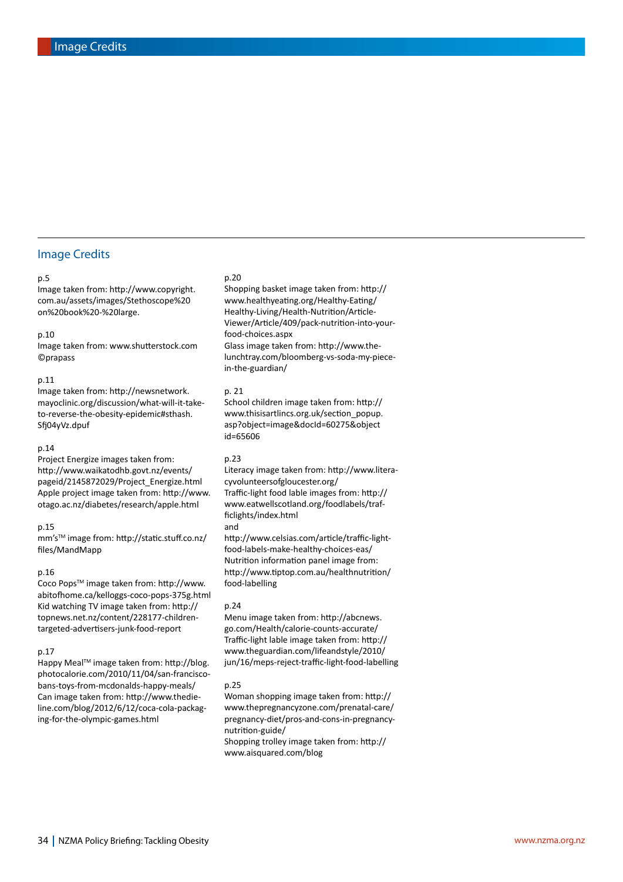# Image Credits

## Image Credits

p.5
Image taken from: http://www.copyright.com.au/assets/images/Stethoscope%20on%20book%20-%20large.

p.10
Image taken from: www.shutterstock.com ©prapass

p.11
Image taken from: http://newsnetwork.mayoclinic.org/discussion/what-will-it-take-to-reverse-the-obesity-epidemic#sthash.Sfj04yVz.dpuf

p.14
Project Energize images taken from: http://www.waikatodhb.govt.nz/events/pageid/2145872029/Project_Energize.html
Apple project image taken from: http://www.otago.ac.nz/diabetes/research/apple.html

p.15
mm's™ image from: http://static.stuff.co.nz/files/MandMapp

p.16
Coco Pops™ image taken from: http://www.abitofhome.ca/kelloggs-coco-pops-375g.html
Kid watching TV image taken from: http://topnews.net.nz/content/228177-children-targeted-advertisers-junk-food-report

p.17
Happy Meal™ image taken from: http://blog.photocalorie.com/2010/11/04/san-francisco-bans-toys-from-mcdonalds-happy-meals/
Can image taken from: http://www.thedieline.com/blog/2012/6/12/coca-cola-packaging-for-the-olympic-games.html

p.20
Shopping basket image taken from: http://www.healthyeating.org/Healthy-Eating/Healthy-Living/Health-Nutrition/Article-Viewer/Article/409/pack-nutrition-into-your-food-choices.aspx
Glass image taken from: http://www.the-lunchtray.com/bloomberg-vs-soda-my-piece-in-the-guardian/

p. 21
School children image taken from: http://www.thisisartlincs.org.uk/section_popup.asp?object=image&docId=60275&object id=65606

p.23
Literacy image taken from: http://www.literacyvolunteersofgloucester.org/
Traffic-light food lable images from: http://www.eatwellscotland.org/foodlabels/trafficlights/index.html
and
http://www.celsias.com/article/traffic-light-food-labels-make-healthy-choices-eas/
Nutrition information panel image from: http://www.tiptop.com.au/healthnutrition/food-labelling

p.24
Menu image taken from: http://abcnews.go.com/Health/calorie-counts-accurate/
Traffic-light lable image taken from: http://www.theguardian.com/lifeandstyle/2010/jun/16/meps-reject-traffic-light-food-labelling

p.25
Woman shopping image taken from: http://www.thepregnancyzone.com/prenatal-care/pregnancy-diet/pros-and-cons-in-pregnancy-nutrition-guide/
Shopping trolley image taken from: http://www.aisquared.com/blog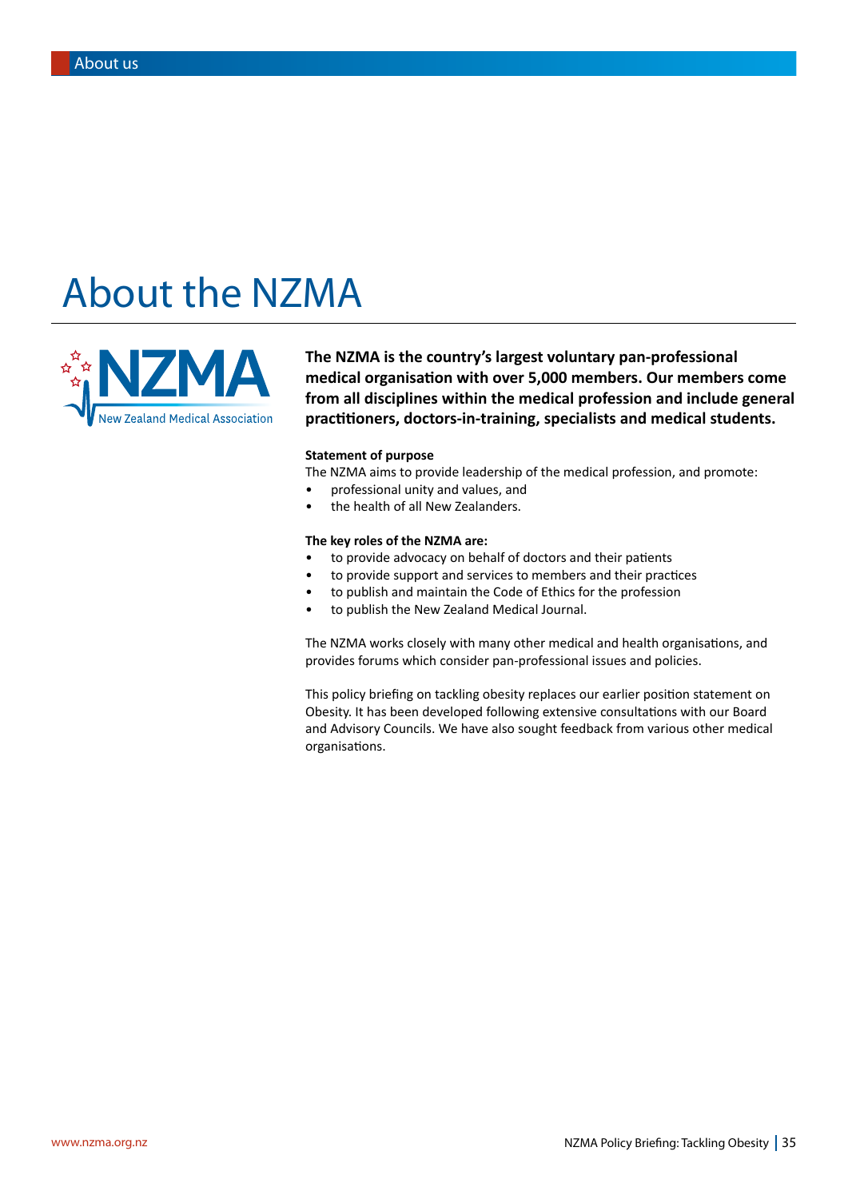# About the NZMA

**The NZMA is the country's largest voluntary pan-professional medical organisation with over 5,000 members. Our members come from all disciplines within the medical profession and include general practitioners, doctors-in-training, specialists and medical students.**

**Statement of purpose**

The NZMA aims to provide leadership of the medical profession, and promote:

- professional unity and values, and
- the health of all New Zealanders.

**The key roles of the NZMA are:**

- to provide advocacy on behalf of doctors and their patients
- to provide support and services to members and their practices
- to publish and maintain the Code of Ethics for the profession
- to publish the New Zealand Medical Journal.

The NZMA works closely with many other medical and health organisations, and provides forums which consider pan-professional issues and policies.

This policy briefing on tackling obesity replaces our earlier position statement on Obesity. It has been developed following extensive consultations with our Board and Advisory Councils. We have also sought feedback from various other medical organisations.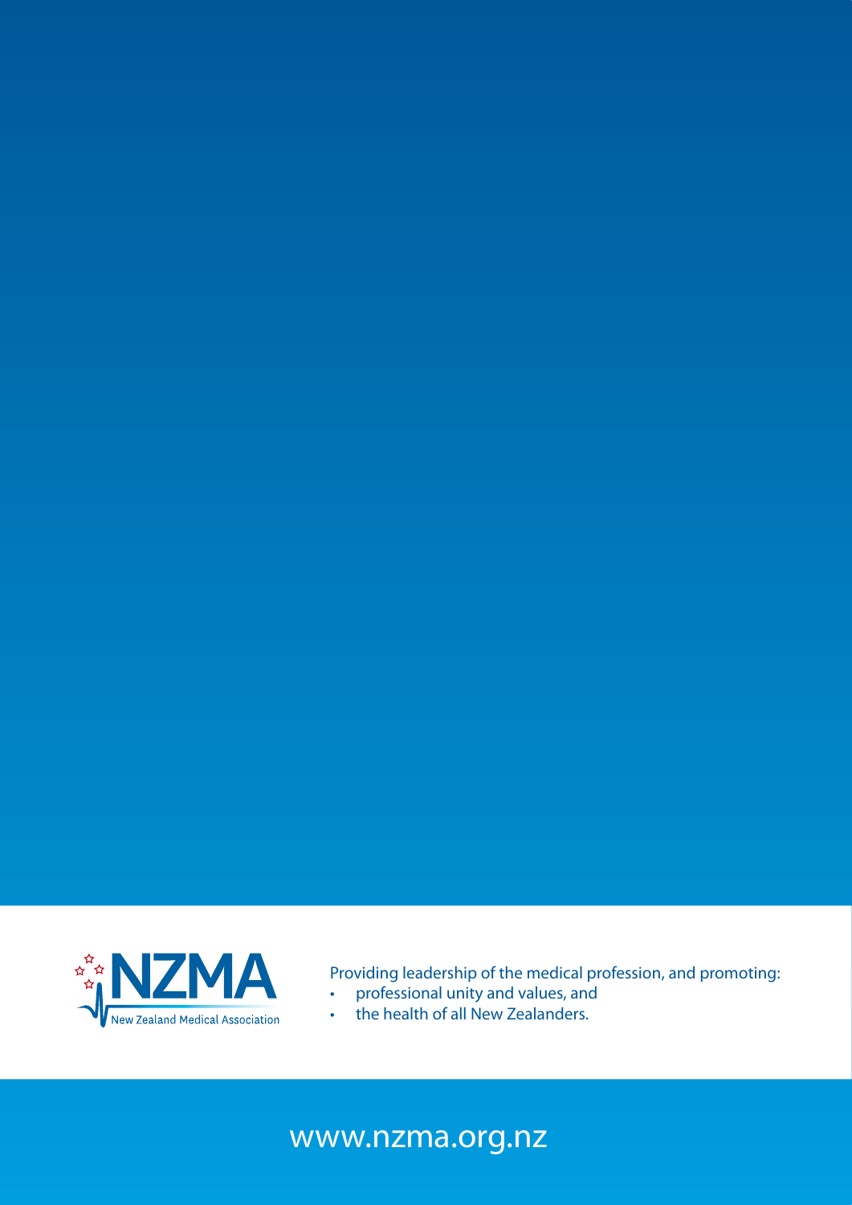NZMA

New Zealand Medical Association

Providing leadership of the medical profession, and promoting:

- professional unity and values, and
- the health of all New Zealanders.

www.nzma.org.nz